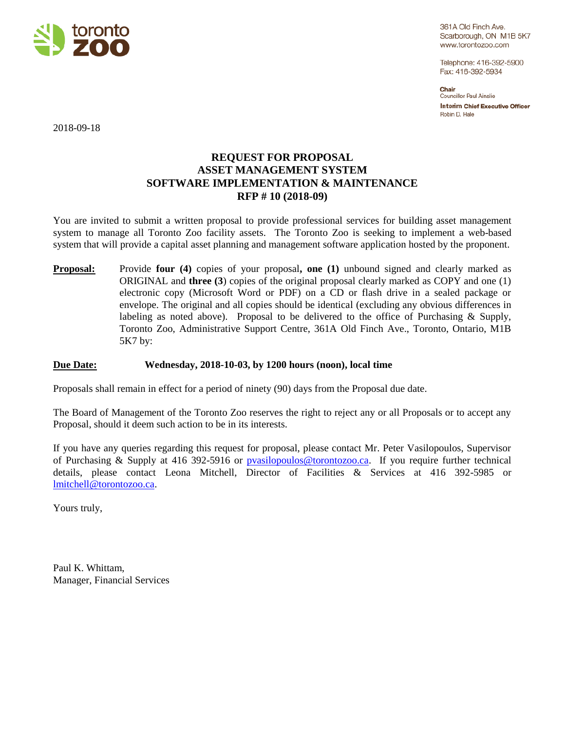toronto zoo

361A Old Finch Ave.
Scarborough, ON M1B 5K7
www.torontozoo.com

Telephone: 416-392-5900
Fax: 416-392-5934

**Chair**
Councillor Paul Ainslie

**Interim Chief Executive Officer**
Robin D. Hale

2018-09-18

# REQUEST FOR PROPOSAL
# ASSET MANAGEMENT SYSTEM
# SOFTWARE IMPLEMENTATION & MAINTENANCE
# RFP # 10 (2018-09)

You are invited to submit a written proposal to provide professional services for building asset management system to manage all Toronto Zoo facility assets. The Toronto Zoo is seeking to implement a web-based system that will provide a capital asset planning and management software application hosted by the proponent.

**Proposal:** Provide **four (4)** copies of your proposal**, one (1)** unbound signed and clearly marked as ORIGINAL and **three (3**) copies of the original proposal clearly marked as COPY and one (1) electronic copy (Microsoft Word or PDF) on a CD or flash drive in a sealed package or envelope. The original and all copies should be identical (excluding any obvious differences in labeling as noted above). Proposal to be delivered to the office of Purchasing & Supply, Toronto Zoo, Administrative Support Centre, 361A Old Finch Ave., Toronto, Ontario, M1B 5K7 by:

**Due Date:** **Wednesday, 2018-10-03, by 1200 hours (noon), local time**

Proposals shall remain in effect for a period of ninety (90) days from the Proposal due date.

The Board of Management of the Toronto Zoo reserves the right to reject any or all Proposals or to accept any Proposal, should it deem such action to be in its interests.

If you have any queries regarding this request for proposal, please contact Mr. Peter Vasilopoulos, Supervisor of Purchasing & Supply at 416 392-5916 or pvasilopoulos@torontozoo.ca. If you require further technical details, please contact Leona Mitchell, Director of Facilities & Services at 416 392-5985 or lmitchell@torontozoo.ca.

Yours truly,

Paul K. Whittam,
Manager, Financial Services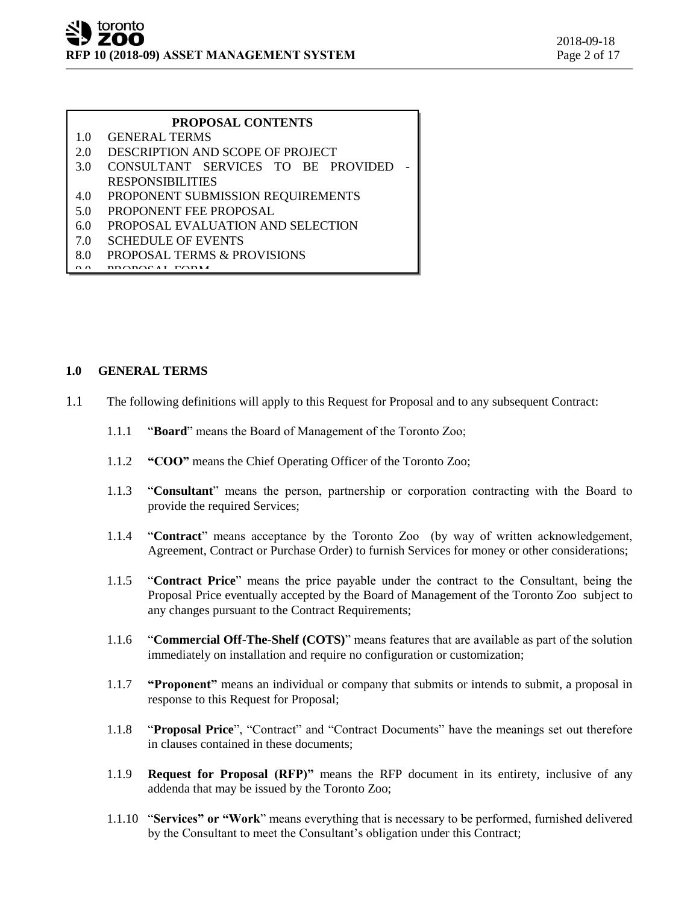**PROPOSAL CONTENTS**

1.0 GENERAL TERMS
2.0 DESCRIPTION AND SCOPE OF PROJECT
3.0 CONSULTANT SERVICES TO BE PROVIDED - RESPONSIBILITIES
4.0 PROPONENT SUBMISSION REQUIREMENTS
5.0 PROPONENT FEE PROPOSAL
6.0 PROPOSAL EVALUATION AND SELECTION
7.0 SCHEDULE OF EVENTS
8.0 PROPOSAL TERMS & PROVISIONS
9.0 PROPOSAL FORM

## 1.0 GENERAL TERMS

1.1 The following definitions will apply to this Request for Proposal and to any subsequent Contract:

1.1.1 "**Board**" means the Board of Management of the Toronto Zoo;

1.1.2 **"COO"** means the Chief Operating Officer of the Toronto Zoo;

1.1.3 "**Consultant**" means the person, partnership or corporation contracting with the Board to provide the required Services;

1.1.4 "**Contract**" means acceptance by the Toronto Zoo (by way of written acknowledgement, Agreement, Contract or Purchase Order) to furnish Services for money or other considerations;

1.1.5 "**Contract Price**" means the price payable under the contract to the Consultant, being the Proposal Price eventually accepted by the Board of Management of the Toronto Zoo subject to any changes pursuant to the Contract Requirements;

1.1.6 "**Commercial Off-The-Shelf (COTS)**" means features that are available as part of the solution immediately on installation and require no configuration or customization;

1.1.7 **"Proponent"** means an individual or company that submits or intends to submit, a proposal in response to this Request for Proposal;

1.1.8 "**Proposal Price**", "Contract" and "Contract Documents" have the meanings set out therefore in clauses contained in these documents;

1.1.9 **Request for Proposal (RFP)"** means the RFP document in its entirety, inclusive of any addenda that may be issued by the Toronto Zoo;

1.1.10 "**Services" or "Work**" means everything that is necessary to be performed, furnished delivered by the Consultant to meet the Consultant's obligation under this Contract;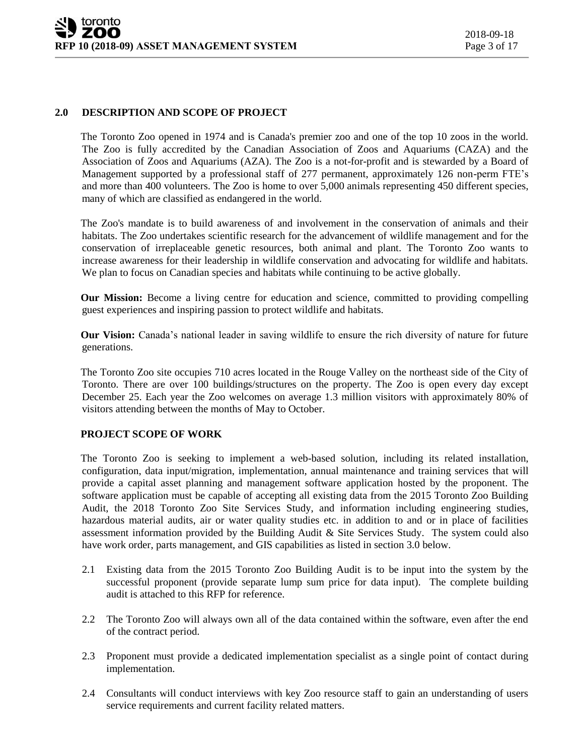## 2.0 DESCRIPTION AND SCOPE OF PROJECT

The Toronto Zoo opened in 1974 and is Canada's premier zoo and one of the top 10 zoos in the world. The Zoo is fully accredited by the Canadian Association of Zoos and Aquariums (CAZA) and the Association of Zoos and Aquariums (AZA). The Zoo is a not-for-profit and is stewarded by a Board of Management supported by a professional staff of 277 permanent, approximately 126 non-perm FTE's and more than 400 volunteers. The Zoo is home to over 5,000 animals representing 450 different species, many of which are classified as endangered in the world.

The Zoo's mandate is to build awareness of and involvement in the conservation of animals and their habitats. The Zoo undertakes scientific research for the advancement of wildlife management and for the conservation of irreplaceable genetic resources, both animal and plant. The Toronto Zoo wants to increase awareness for their leadership in wildlife conservation and advocating for wildlife and habitats. We plan to focus on Canadian species and habitats while continuing to be active globally.

**Our Mission:** Become a living centre for education and science, committed to providing compelling guest experiences and inspiring passion to protect wildlife and habitats.

**Our Vision:** Canada's national leader in saving wildlife to ensure the rich diversity of nature for future generations.

The Toronto Zoo site occupies 710 acres located in the Rouge Valley on the northeast side of the City of Toronto. There are over 100 buildings/structures on the property. The Zoo is open every day except December 25. Each year the Zoo welcomes on average 1.3 million visitors with approximately 80% of visitors attending between the months of May to October.

### PROJECT SCOPE OF WORK

The Toronto Zoo is seeking to implement a web-based solution, including its related installation, configuration, data input/migration, implementation, annual maintenance and training services that will provide a capital asset planning and management software application hosted by the proponent. The software application must be capable of accepting all existing data from the 2015 Toronto Zoo Building Audit, the 2018 Toronto Zoo Site Services Study, and information including engineering studies, hazardous material audits, air or water quality studies etc. in addition to and or in place of facilities assessment information provided by the Building Audit & Site Services Study. The system could also have work order, parts management, and GIS capabilities as listed in section 3.0 below.

2.1 Existing data from the 2015 Toronto Zoo Building Audit is to be input into the system by the successful proponent (provide separate lump sum price for data input). The complete building audit is attached to this RFP for reference.

2.2 The Toronto Zoo will always own all of the data contained within the software, even after the end of the contract period.

2.3 Proponent must provide a dedicated implementation specialist as a single point of contact during implementation.

2.4 Consultants will conduct interviews with key Zoo resource staff to gain an understanding of users service requirements and current facility related matters.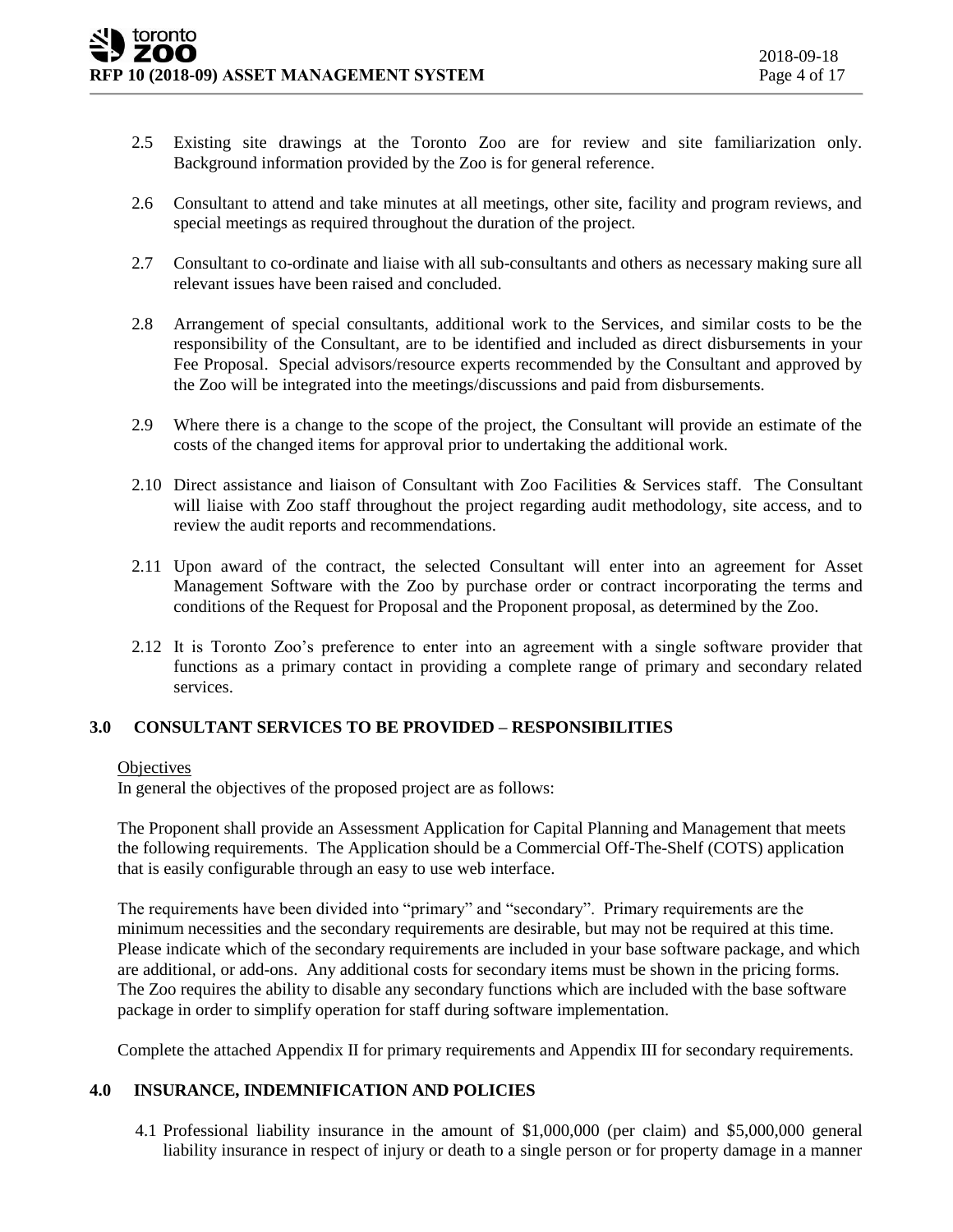2.5 Existing site drawings at the Toronto Zoo are for review and site familiarization only. Background information provided by the Zoo is for general reference.

2.6 Consultant to attend and take minutes at all meetings, other site, facility and program reviews, and special meetings as required throughout the duration of the project.

2.7 Consultant to co-ordinate and liaise with all sub-consultants and others as necessary making sure all relevant issues have been raised and concluded.

2.8 Arrangement of special consultants, additional work to the Services, and similar costs to be the responsibility of the Consultant, are to be identified and included as direct disbursements in your Fee Proposal. Special advisors/resource experts recommended by the Consultant and approved by the Zoo will be integrated into the meetings/discussions and paid from disbursements.

2.9 Where there is a change to the scope of the project, the Consultant will provide an estimate of the costs of the changed items for approval prior to undertaking the additional work.

2.10 Direct assistance and liaison of Consultant with Zoo Facilities & Services staff. The Consultant will liaise with Zoo staff throughout the project regarding audit methodology, site access, and to review the audit reports and recommendations.

2.11 Upon award of the contract, the selected Consultant will enter into an agreement for Asset Management Software with the Zoo by purchase order or contract incorporating the terms and conditions of the Request for Proposal and the Proponent proposal, as determined by the Zoo.

2.12 It is Toronto Zoo's preference to enter into an agreement with a single software provider that functions as a primary contact in providing a complete range of primary and secondary related services.

## 3.0 CONSULTANT SERVICES TO BE PROVIDED – RESPONSIBILITIES

Objectives

In general the objectives of the proposed project are as follows:

The Proponent shall provide an Assessment Application for Capital Planning and Management that meets the following requirements. The Application should be a Commercial Off-The-Shelf (COTS) application that is easily configurable through an easy to use web interface.

The requirements have been divided into "primary" and "secondary". Primary requirements are the minimum necessities and the secondary requirements are desirable, but may not be required at this time. Please indicate which of the secondary requirements are included in your base software package, and which are additional, or add-ons. Any additional costs for secondary items must be shown in the pricing forms. The Zoo requires the ability to disable any secondary functions which are included with the base software package in order to simplify operation for staff during software implementation.

Complete the attached Appendix II for primary requirements and Appendix III for secondary requirements.

## 4.0 INSURANCE, INDEMNIFICATION AND POLICIES

4.1 Professional liability insurance in the amount of $1,000,000 (per claim) and $5,000,000 general liability insurance in respect of injury or death to a single person or for property damage in a manner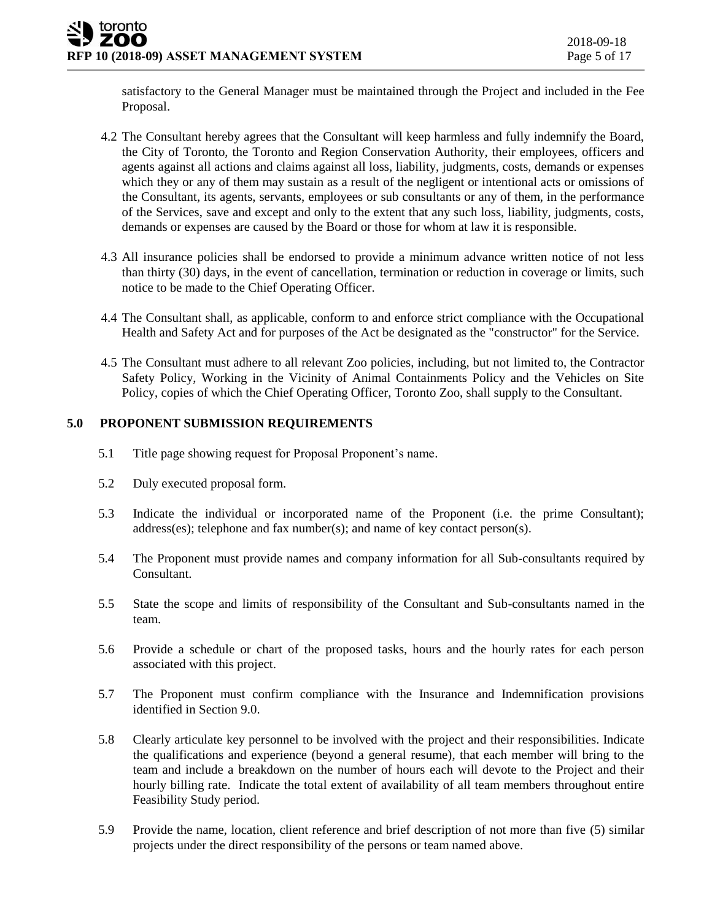satisfactory to the General Manager must be maintained through the Project and included in the Fee Proposal.

4.2 The Consultant hereby agrees that the Consultant will keep harmless and fully indemnify the Board, the City of Toronto, the Toronto and Region Conservation Authority, their employees, officers and agents against all actions and claims against all loss, liability, judgments, costs, demands or expenses which they or any of them may sustain as a result of the negligent or intentional acts or omissions of the Consultant, its agents, servants, employees or sub consultants or any of them, in the performance of the Services, save and except and only to the extent that any such loss, liability, judgments, costs, demands or expenses are caused by the Board or those for whom at law it is responsible.

4.3 All insurance policies shall be endorsed to provide a minimum advance written notice of not less than thirty (30) days, in the event of cancellation, termination or reduction in coverage or limits, such notice to be made to the Chief Operating Officer.

4.4 The Consultant shall, as applicable, conform to and enforce strict compliance with the Occupational Health and Safety Act and for purposes of the Act be designated as the "constructor" for the Service.

4.5 The Consultant must adhere to all relevant Zoo policies, including, but not limited to, the Contractor Safety Policy, Working in the Vicinity of Animal Containments Policy and the Vehicles on Site Policy, copies of which the Chief Operating Officer, Toronto Zoo, shall supply to the Consultant.

## 5.0 PROPONENT SUBMISSION REQUIREMENTS

5.1 Title page showing request for Proposal Proponent's name.

5.2 Duly executed proposal form.

5.3 Indicate the individual or incorporated name of the Proponent (i.e. the prime Consultant); address(es); telephone and fax number(s); and name of key contact person(s).

5.4 The Proponent must provide names and company information for all Sub-consultants required by Consultant.

5.5 State the scope and limits of responsibility of the Consultant and Sub-consultants named in the team.

5.6 Provide a schedule or chart of the proposed tasks, hours and the hourly rates for each person associated with this project.

5.7 The Proponent must confirm compliance with the Insurance and Indemnification provisions identified in Section 9.0.

5.8 Clearly articulate key personnel to be involved with the project and their responsibilities. Indicate the qualifications and experience (beyond a general resume), that each member will bring to the team and include a breakdown on the number of hours each will devote to the Project and their hourly billing rate. Indicate the total extent of availability of all team members throughout entire Feasibility Study period.

5.9 Provide the name, location, client reference and brief description of not more than five (5) similar projects under the direct responsibility of the persons or team named above.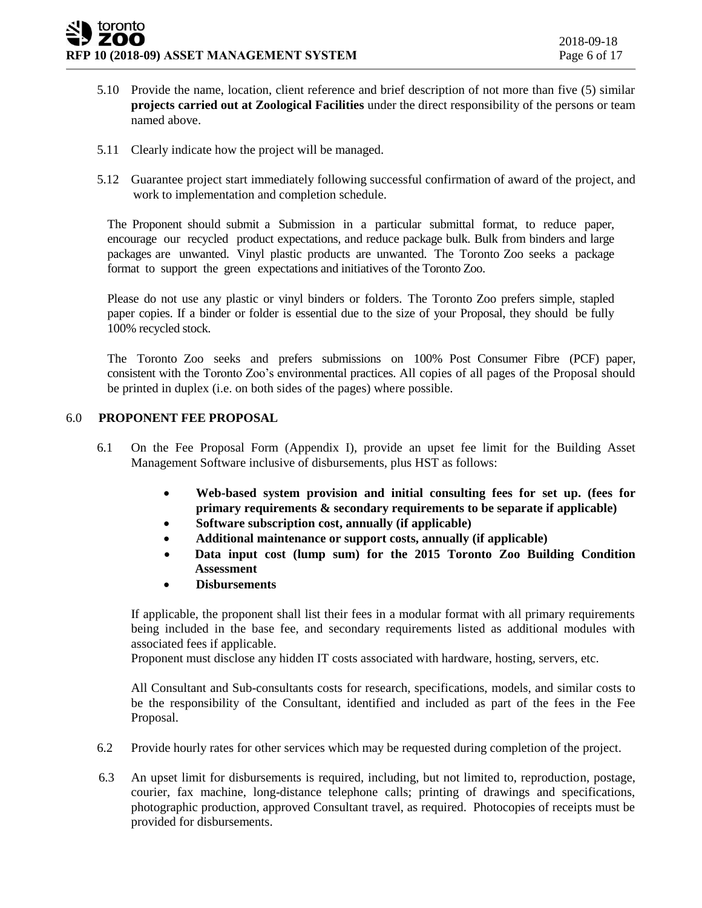5.10 Provide the name, location, client reference and brief description of not more than five (5) similar **projects carried out at Zoological Facilities** under the direct responsibility of the persons or team named above.

5.11 Clearly indicate how the project will be managed.

5.12 Guarantee project start immediately following successful confirmation of award of the project, and work to implementation and completion schedule.

The Proponent should submit a Submission in a particular submittal format, to reduce paper, encourage our recycled product expectations, and reduce package bulk. Bulk from binders and large packages are unwanted. Vinyl plastic products are unwanted. The Toronto Zoo seeks a package format to support the green expectations and initiatives of the Toronto Zoo.

Please do not use any plastic or vinyl binders or folders. The Toronto Zoo prefers simple, stapled paper copies. If a binder or folder is essential due to the size of your Proposal, they should be fully 100% recycled stock.

The Toronto Zoo seeks and prefers submissions on 100% Post Consumer Fibre (PCF) paper, consistent with the Toronto Zoo's environmental practices. All copies of all pages of the Proposal should be printed in duplex (i.e. on both sides of the pages) where possible.

## 6.0 PROPONENT FEE PROPOSAL

6.1 On the Fee Proposal Form (Appendix I), provide an upset fee limit for the Building Asset Management Software inclusive of disbursements, plus HST as follows:

- **Web-based system provision and initial consulting fees for set up. (fees for primary requirements & secondary requirements to be separate if applicable)**
- **Software subscription cost, annually (if applicable)**
- **Additional maintenance or support costs, annually (if applicable)**
- **Data input cost (lump sum) for the 2015 Toronto Zoo Building Condition Assessment**
- **Disbursements**

If applicable, the proponent shall list their fees in a modular format with all primary requirements being included in the base fee, and secondary requirements listed as additional modules with associated fees if applicable.
Proponent must disclose any hidden IT costs associated with hardware, hosting, servers, etc.

All Consultant and Sub-consultants costs for research, specifications, models, and similar costs to be the responsibility of the Consultant, identified and included as part of the fees in the Fee Proposal.

6.2 Provide hourly rates for other services which may be requested during completion of the project.

6.3 An upset limit for disbursements is required, including, but not limited to, reproduction, postage, courier, fax machine, long-distance telephone calls; printing of drawings and specifications, photographic production, approved Consultant travel, as required. Photocopies of receipts must be provided for disbursements.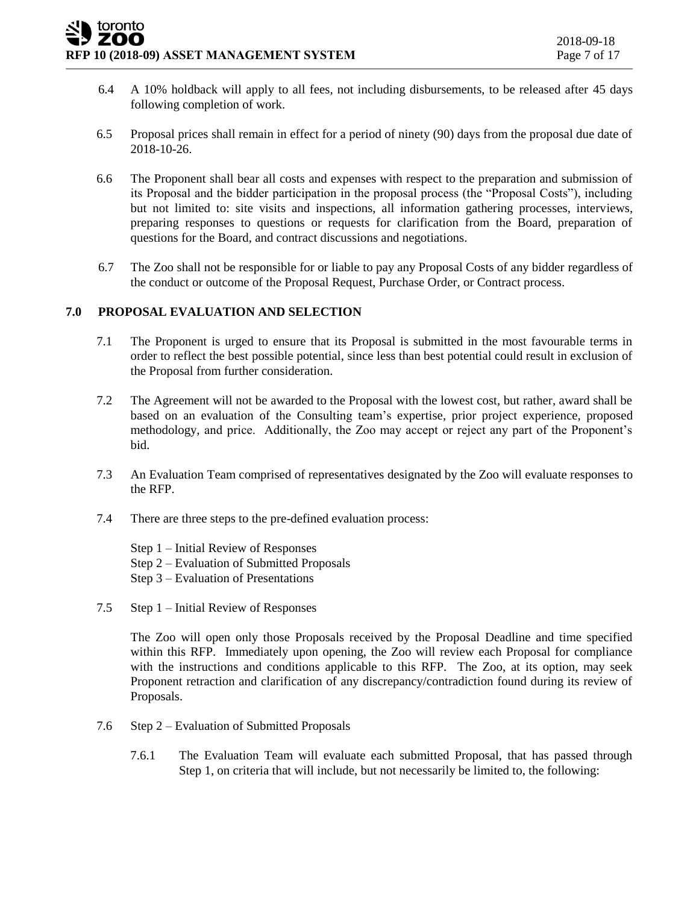6.4 A 10% holdback will apply to all fees, not including disbursements, to be released after 45 days following completion of work.

6.5 Proposal prices shall remain in effect for a period of ninety (90) days from the proposal due date of 2018-10-26.

6.6 The Proponent shall bear all costs and expenses with respect to the preparation and submission of its Proposal and the bidder participation in the proposal process (the "Proposal Costs"), including but not limited to: site visits and inspections, all information gathering processes, interviews, preparing responses to questions or requests for clarification from the Board, preparation of questions for the Board, and contract discussions and negotiations.

6.7 The Zoo shall not be responsible for or liable to pay any Proposal Costs of any bidder regardless of the conduct or outcome of the Proposal Request, Purchase Order, or Contract process.

## 7.0 PROPOSAL EVALUATION AND SELECTION

7.1 The Proponent is urged to ensure that its Proposal is submitted in the most favourable terms in order to reflect the best possible potential, since less than best potential could result in exclusion of the Proposal from further consideration.

7.2 The Agreement will not be awarded to the Proposal with the lowest cost, but rather, award shall be based on an evaluation of the Consulting team's expertise, prior project experience, proposed methodology, and price. Additionally, the Zoo may accept or reject any part of the Proponent's bid.

7.3 An Evaluation Team comprised of representatives designated by the Zoo will evaluate responses to the RFP.

7.4 There are three steps to the pre-defined evaluation process:

Step 1 – Initial Review of Responses
Step 2 – Evaluation of Submitted Proposals
Step 3 – Evaluation of Presentations

7.5 Step 1 – Initial Review of Responses

The Zoo will open only those Proposals received by the Proposal Deadline and time specified within this RFP. Immediately upon opening, the Zoo will review each Proposal for compliance with the instructions and conditions applicable to this RFP. The Zoo, at its option, may seek Proponent retraction and clarification of any discrepancy/contradiction found during its review of Proposals.

7.6 Step 2 – Evaluation of Submitted Proposals

7.6.1 The Evaluation Team will evaluate each submitted Proposal, that has passed through Step 1, on criteria that will include, but not necessarily be limited to, the following: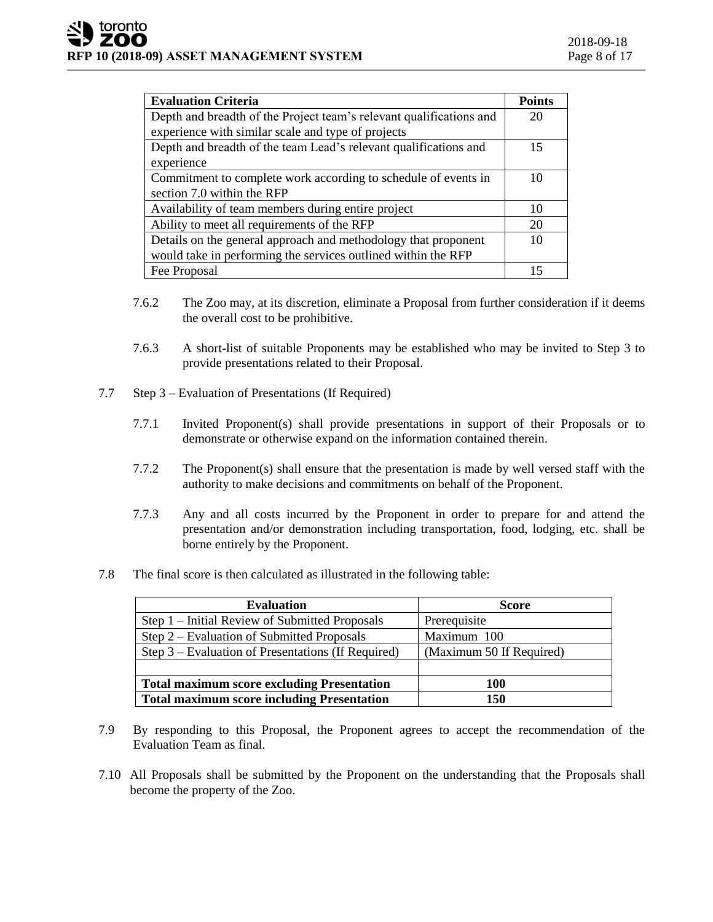| Evaluation Criteria | Points |
|---|---|
| Depth and breadth of the Project team's relevant qualifications and experience with similar scale and type of projects | 20 |
| Depth and breadth of the team Lead's relevant qualifications and experience | 15 |
| Commitment to complete work according to schedule of events in section 7.0 within the RFP | 10 |
| Availability of team members during entire project | 10 |
| Ability to meet all requirements of the RFP | 20 |
| Details on the general approach and methodology that proponent would take in performing the services outlined within the RFP | 10 |
| Fee Proposal | 15 |

7.6.2 The Zoo may, at its discretion, eliminate a Proposal from further consideration if it deems the overall cost to be prohibitive.

7.6.3 A short-list of suitable Proponents may be established who may be invited to Step 3 to provide presentations related to their Proposal.

7.7 Step 3 – Evaluation of Presentations (If Required)

7.7.1 Invited Proponent(s) shall provide presentations in support of their Proposals or to demonstrate or otherwise expand on the information contained therein.

7.7.2 The Proponent(s) shall ensure that the presentation is made by well versed staff with the authority to make decisions and commitments on behalf of the Proponent.

7.7.3 Any and all costs incurred by the Proponent in order to prepare for and attend the presentation and/or demonstration including transportation, food, lodging, etc. shall be borne entirely by the Proponent.

7.8 The final score is then calculated as illustrated in the following table:

| Evaluation | Score |
|---|---|
| Step 1 – Initial Review of Submitted Proposals | Prerequisite |
| Step 2 – Evaluation of Submitted Proposals | Maximum 100 |
| Step 3 – Evaluation of Presentations (If Required) | (Maximum 50 If Required) |
| | |
| **Total maximum score excluding Presentation** | **100** |
| **Total maximum score including Presentation** | **150** |

7.9 By responding to this Proposal, the Proponent agrees to accept the recommendation of the Evaluation Team as final.

7.10 All Proposals shall be submitted by the Proponent on the understanding that the Proposals shall become the property of the Zoo.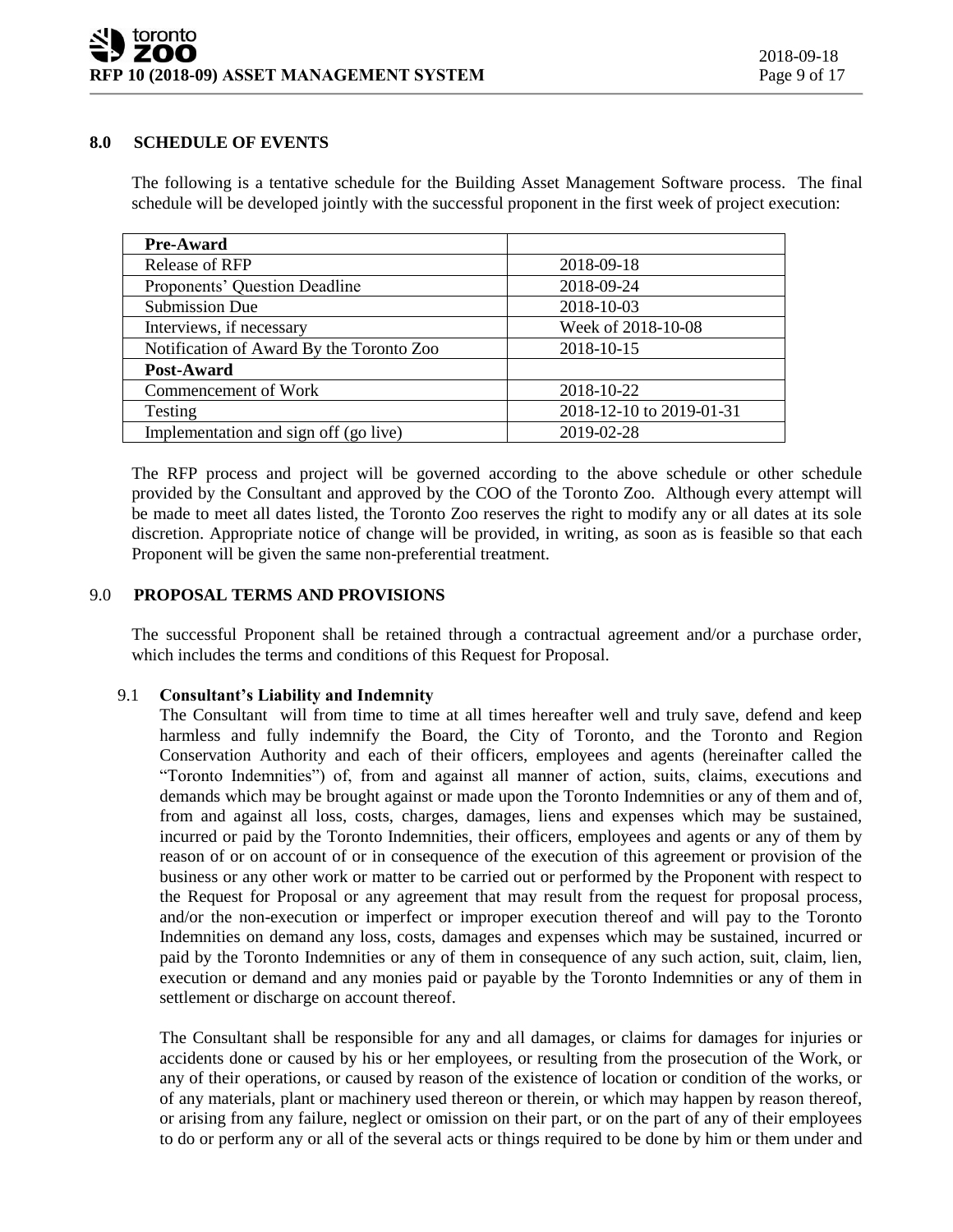## 8.0 SCHEDULE OF EVENTS

The following is a tentative schedule for the Building Asset Management Software process. The final schedule will be developed jointly with the successful proponent in the first week of project execution:

| **Pre-Award** | |
|---|---|
| Release of RFP | 2018-09-18 |
| Proponents' Question Deadline | 2018-09-24 |
| Submission Due | 2018-10-03 |
| Interviews, if necessary | Week of 2018-10-08 |
| Notification of Award By the Toronto Zoo | 2018-10-15 |
| **Post-Award** | |
| Commencement of Work | 2018-10-22 |
| Testing | 2018-12-10 to 2019-01-31 |
| Implementation and sign off (go live) | 2019-02-28 |

The RFP process and project will be governed according to the above schedule or other schedule provided by the Consultant and approved by the COO of the Toronto Zoo. Although every attempt will be made to meet all dates listed, the Toronto Zoo reserves the right to modify any or all dates at its sole discretion. Appropriate notice of change will be provided, in writing, as soon as is feasible so that each Proponent will be given the same non-preferential treatment.

## 9.0 PROPOSAL TERMS AND PROVISIONS

The successful Proponent shall be retained through a contractual agreement and/or a purchase order, which includes the terms and conditions of this Request for Proposal.

### 9.1 Consultant's Liability and Indemnity

The Consultant will from time to time at all times hereafter well and truly save, defend and keep harmless and fully indemnify the Board, the City of Toronto, and the Toronto and Region Conservation Authority and each of their officers, employees and agents (hereinafter called the "Toronto Indemnities") of, from and against all manner of action, suits, claims, executions and demands which may be brought against or made upon the Toronto Indemnities or any of them and of, from and against all loss, costs, charges, damages, liens and expenses which may be sustained, incurred or paid by the Toronto Indemnities, their officers, employees and agents or any of them by reason of or on account of or in consequence of the execution of this agreement or provision of the business or any other work or matter to be carried out or performed by the Proponent with respect to the Request for Proposal or any agreement that may result from the request for proposal process, and/or the non-execution or imperfect or improper execution thereof and will pay to the Toronto Indemnities on demand any loss, costs, damages and expenses which may be sustained, incurred or paid by the Toronto Indemnities or any of them in consequence of any such action, suit, claim, lien, execution or demand and any monies paid or payable by the Toronto Indemnities or any of them in settlement or discharge on account thereof.

The Consultant shall be responsible for any and all damages, or claims for damages for injuries or accidents done or caused by his or her employees, or resulting from the prosecution of the Work, or any of their operations, or caused by reason of the existence of location or condition of the works, or of any materials, plant or machinery used thereon or therein, or which may happen by reason thereof, or arising from any failure, neglect or omission on their part, or on the part of any of their employees to do or perform any or all of the several acts or things required to be done by him or them under and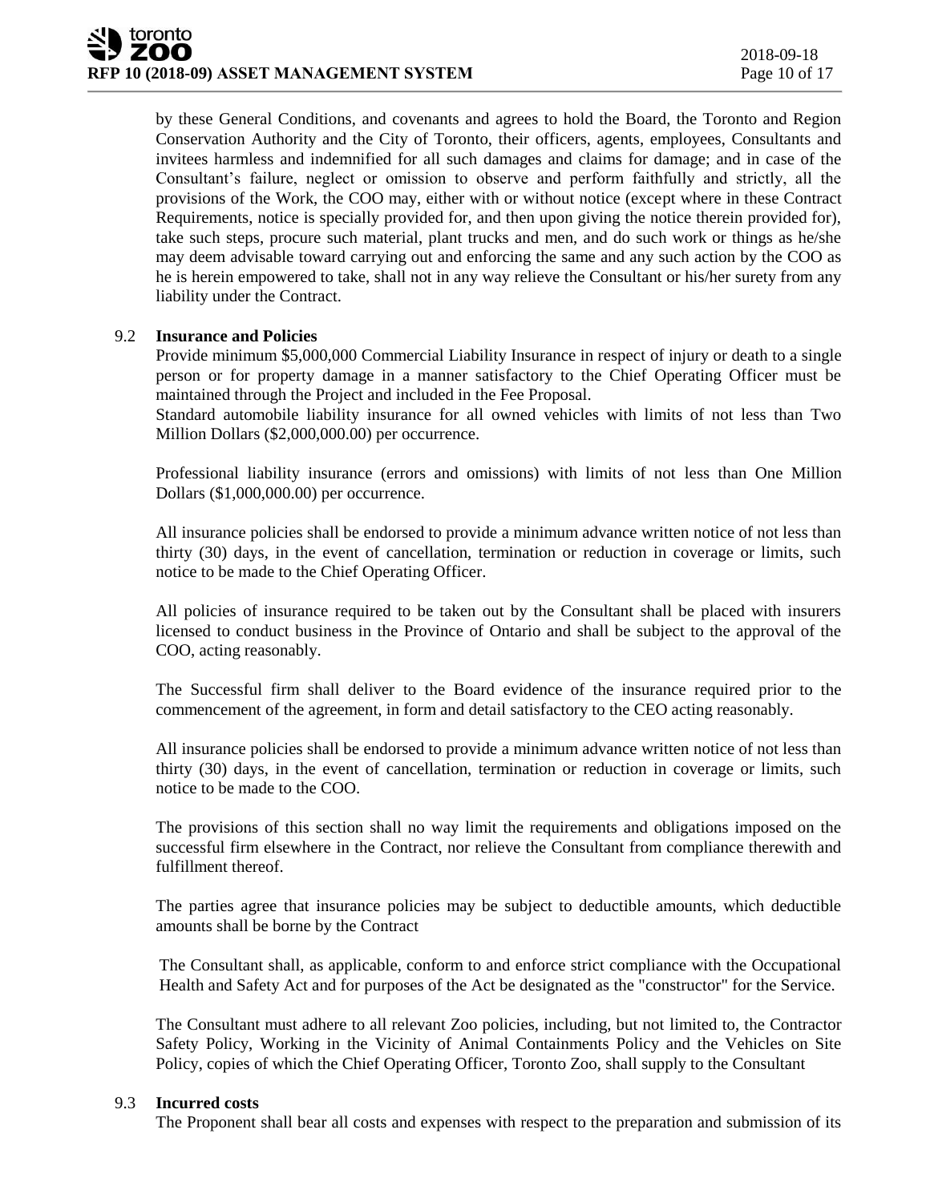by these General Conditions, and covenants and agrees to hold the Board, the Toronto and Region Conservation Authority and the City of Toronto, their officers, agents, employees, Consultants and invitees harmless and indemnified for all such damages and claims for damage; and in case of the Consultant's failure, neglect or omission to observe and perform faithfully and strictly, all the provisions of the Work, the COO may, either with or without notice (except where in these Contract Requirements, notice is specially provided for, and then upon giving the notice therein provided for), take such steps, procure such material, plant trucks and men, and do such work or things as he/she may deem advisable toward carrying out and enforcing the same and any such action by the COO as he is herein empowered to take, shall not in any way relieve the Consultant or his/her surety from any liability under the Contract.

9.2 **Insurance and Policies**

Provide minimum $5,000,000 Commercial Liability Insurance in respect of injury or death to a single person or for property damage in a manner satisfactory to the Chief Operating Officer must be maintained through the Project and included in the Fee Proposal.

Standard automobile liability insurance for all owned vehicles with limits of not less than Two Million Dollars ($2,000,000.00) per occurrence.

Professional liability insurance (errors and omissions) with limits of not less than One Million Dollars ($1,000,000.00) per occurrence.

All insurance policies shall be endorsed to provide a minimum advance written notice of not less than thirty (30) days, in the event of cancellation, termination or reduction in coverage or limits, such notice to be made to the Chief Operating Officer.

All policies of insurance required to be taken out by the Consultant shall be placed with insurers licensed to conduct business in the Province of Ontario and shall be subject to the approval of the COO, acting reasonably.

The Successful firm shall deliver to the Board evidence of the insurance required prior to the commencement of the agreement, in form and detail satisfactory to the CEO acting reasonably.

All insurance policies shall be endorsed to provide a minimum advance written notice of not less than thirty (30) days, in the event of cancellation, termination or reduction in coverage or limits, such notice to be made to the COO.

The provisions of this section shall no way limit the requirements and obligations imposed on the successful firm elsewhere in the Contract, nor relieve the Consultant from compliance therewith and fulfillment thereof.

The parties agree that insurance policies may be subject to deductible amounts, which deductible amounts shall be borne by the Contract

The Consultant shall, as applicable, conform to and enforce strict compliance with the Occupational Health and Safety Act and for purposes of the Act be designated as the "constructor" for the Service.

The Consultant must adhere to all relevant Zoo policies, including, but not limited to, the Contractor Safety Policy, Working in the Vicinity of Animal Containments Policy and the Vehicles on Site Policy, copies of which the Chief Operating Officer, Toronto Zoo, shall supply to the Consultant

9.3 **Incurred costs**

The Proponent shall bear all costs and expenses with respect to the preparation and submission of its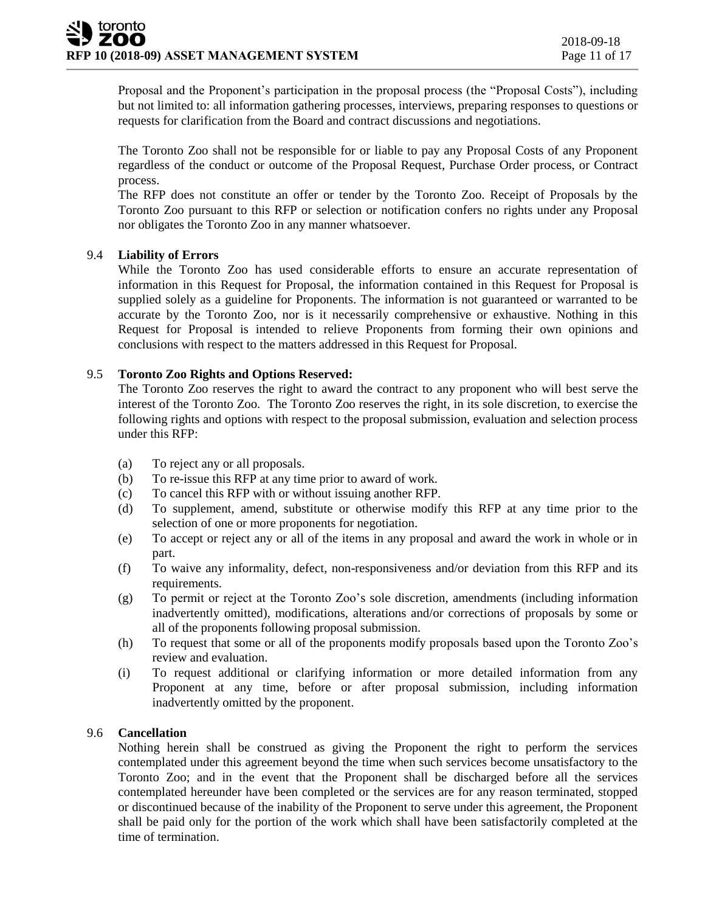Proposal and the Proponent's participation in the proposal process (the "Proposal Costs"), including but not limited to: all information gathering processes, interviews, preparing responses to questions or requests for clarification from the Board and contract discussions and negotiations.

The Toronto Zoo shall not be responsible for or liable to pay any Proposal Costs of any Proponent regardless of the conduct or outcome of the Proposal Request, Purchase Order process, or Contract process.

The RFP does not constitute an offer or tender by the Toronto Zoo. Receipt of Proposals by the Toronto Zoo pursuant to this RFP or selection or notification confers no rights under any Proposal nor obligates the Toronto Zoo in any manner whatsoever.

### 9.4 Liability of Errors

While the Toronto Zoo has used considerable efforts to ensure an accurate representation of information in this Request for Proposal, the information contained in this Request for Proposal is supplied solely as a guideline for Proponents. The information is not guaranteed or warranted to be accurate by the Toronto Zoo, nor is it necessarily comprehensive or exhaustive. Nothing in this Request for Proposal is intended to relieve Proponents from forming their own opinions and conclusions with respect to the matters addressed in this Request for Proposal.

### 9.5 Toronto Zoo Rights and Options Reserved:

The Toronto Zoo reserves the right to award the contract to any proponent who will best serve the interest of the Toronto Zoo. The Toronto Zoo reserves the right, in its sole discretion, to exercise the following rights and options with respect to the proposal submission, evaluation and selection process under this RFP:

(a) To reject any or all proposals.

(b) To re-issue this RFP at any time prior to award of work.

(c) To cancel this RFP with or without issuing another RFP.

(d) To supplement, amend, substitute or otherwise modify this RFP at any time prior to the selection of one or more proponents for negotiation.

(e) To accept or reject any or all of the items in any proposal and award the work in whole or in part.

(f) To waive any informality, defect, non-responsiveness and/or deviation from this RFP and its requirements.

(g) To permit or reject at the Toronto Zoo's sole discretion, amendments (including information inadvertently omitted), modifications, alterations and/or corrections of proposals by some or all of the proponents following proposal submission.

(h) To request that some or all of the proponents modify proposals based upon the Toronto Zoo's review and evaluation.

(i) To request additional or clarifying information or more detailed information from any Proponent at any time, before or after proposal submission, including information inadvertently omitted by the proponent.

### 9.6 Cancellation

Nothing herein shall be construed as giving the Proponent the right to perform the services contemplated under this agreement beyond the time when such services become unsatisfactory to the Toronto Zoo; and in the event that the Proponent shall be discharged before all the services contemplated hereunder have been completed or the services are for any reason terminated, stopped or discontinued because of the inability of the Proponent to serve under this agreement, the Proponent shall be paid only for the portion of the work which shall have been satisfactorily completed at the time of termination.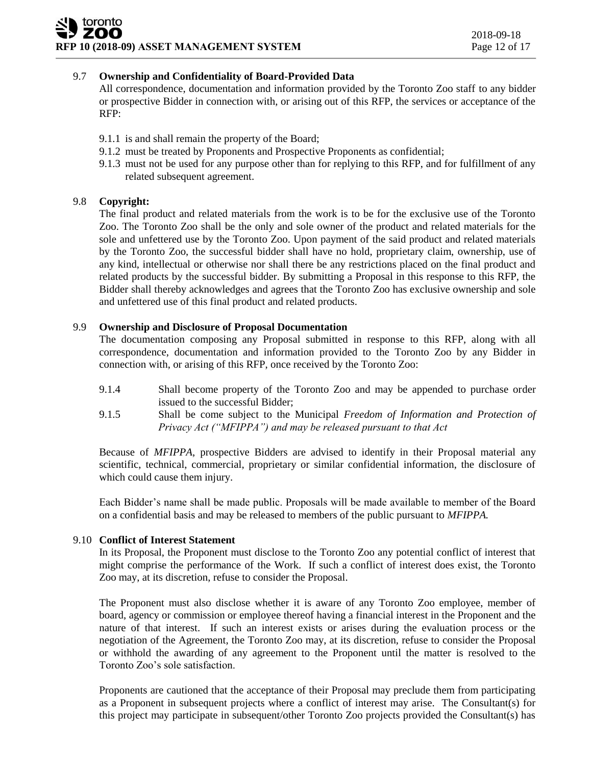### 9.7 Ownership and Confidentiality of Board-Provided Data

All correspondence, documentation and information provided by the Toronto Zoo staff to any bidder or prospective Bidder in connection with, or arising out of this RFP, the services or acceptance of the RFP:

9.1.1 is and shall remain the property of the Board;
9.1.2 must be treated by Proponents and Prospective Proponents as confidential;
9.1.3 must not be used for any purpose other than for replying to this RFP, and for fulfillment of any related subsequent agreement.

### 9.8 Copyright:

The final product and related materials from the work is to be for the exclusive use of the Toronto Zoo. The Toronto Zoo shall be the only and sole owner of the product and related materials for the sole and unfettered use by the Toronto Zoo. Upon payment of the said product and related materials by the Toronto Zoo, the successful bidder shall have no hold, proprietary claim, ownership, use of any kind, intellectual or otherwise nor shall there be any restrictions placed on the final product and related products by the successful bidder. By submitting a Proposal in this response to this RFP, the Bidder shall thereby acknowledges and agrees that the Toronto Zoo has exclusive ownership and sole and unfettered use of this final product and related products.

### 9.9 Ownership and Disclosure of Proposal Documentation

The documentation composing any Proposal submitted in response to this RFP, along with all correspondence, documentation and information provided to the Toronto Zoo by any Bidder in connection with, or arising of this RFP, once received by the Toronto Zoo:

9.1.4 Shall become property of the Toronto Zoo and may be appended to purchase order issued to the successful Bidder;
9.1.5 Shall be come subject to the Municipal *Freedom of Information and Protection of Privacy Act ("MFIPPA") and may be released pursuant to that Act*

Because of *MFIPPA*, prospective Bidders are advised to identify in their Proposal material any scientific, technical, commercial, proprietary or similar confidential information, the disclosure of which could cause them injury.

Each Bidder's name shall be made public. Proposals will be made available to member of the Board on a confidential basis and may be released to members of the public pursuant to *MFIPPA.*

### 9.10 Conflict of Interest Statement

In its Proposal, the Proponent must disclose to the Toronto Zoo any potential conflict of interest that might comprise the performance of the Work. If such a conflict of interest does exist, the Toronto Zoo may, at its discretion, refuse to consider the Proposal.

The Proponent must also disclose whether it is aware of any Toronto Zoo employee, member of board, agency or commission or employee thereof having a financial interest in the Proponent and the nature of that interest. If such an interest exists or arises during the evaluation process or the negotiation of the Agreement, the Toronto Zoo may, at its discretion, refuse to consider the Proposal or withhold the awarding of any agreement to the Proponent until the matter is resolved to the Toronto Zoo's sole satisfaction.

Proponents are cautioned that the acceptance of their Proposal may preclude them from participating as a Proponent in subsequent projects where a conflict of interest may arise. The Consultant(s) for this project may participate in subsequent/other Toronto Zoo projects provided the Consultant(s) has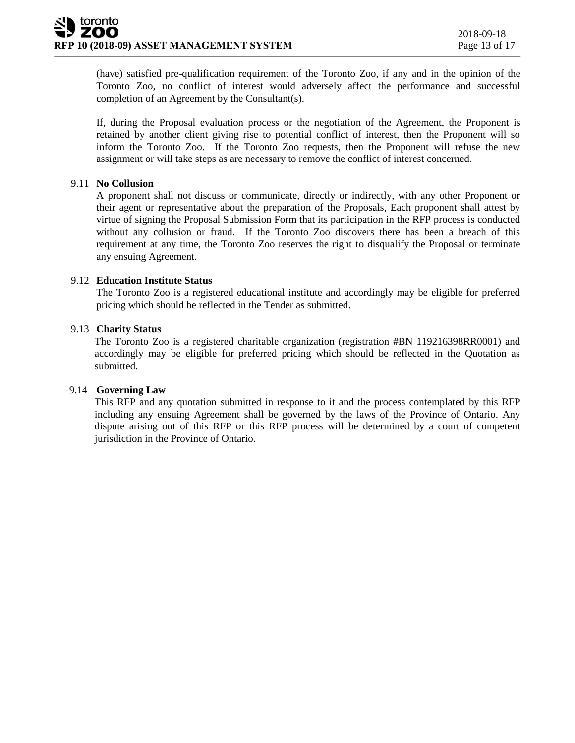(have) satisfied pre-qualification requirement of the Toronto Zoo, if any and in the opinion of the Toronto Zoo, no conflict of interest would adversely affect the performance and successful completion of an Agreement by the Consultant(s).

If, during the Proposal evaluation process or the negotiation of the Agreement, the Proponent is retained by another client giving rise to potential conflict of interest, then the Proponent will so inform the Toronto Zoo. If the Toronto Zoo requests, then the Proponent will refuse the new assignment or will take steps as are necessary to remove the conflict of interest concerned.

9.11 **No Collusion**

A proponent shall not discuss or communicate, directly or indirectly, with any other Proponent or their agent or representative about the preparation of the Proposals, Each proponent shall attest by virtue of signing the Proposal Submission Form that its participation in the RFP process is conducted without any collusion or fraud. If the Toronto Zoo discovers there has been a breach of this requirement at any time, the Toronto Zoo reserves the right to disqualify the Proposal or terminate any ensuing Agreement.

9.12 **Education Institute Status**

The Toronto Zoo is a registered educational institute and accordingly may be eligible for preferred pricing which should be reflected in the Tender as submitted.

9.13 **Charity Status**

The Toronto Zoo is a registered charitable organization (registration #BN 119216398RR0001) and accordingly may be eligible for preferred pricing which should be reflected in the Quotation as submitted.

9.14 **Governing Law**

This RFP and any quotation submitted in response to it and the process contemplated by this RFP including any ensuing Agreement shall be governed by the laws of the Province of Ontario. Any dispute arising out of this RFP or this RFP process will be determined by a court of competent jurisdiction in the Province of Ontario.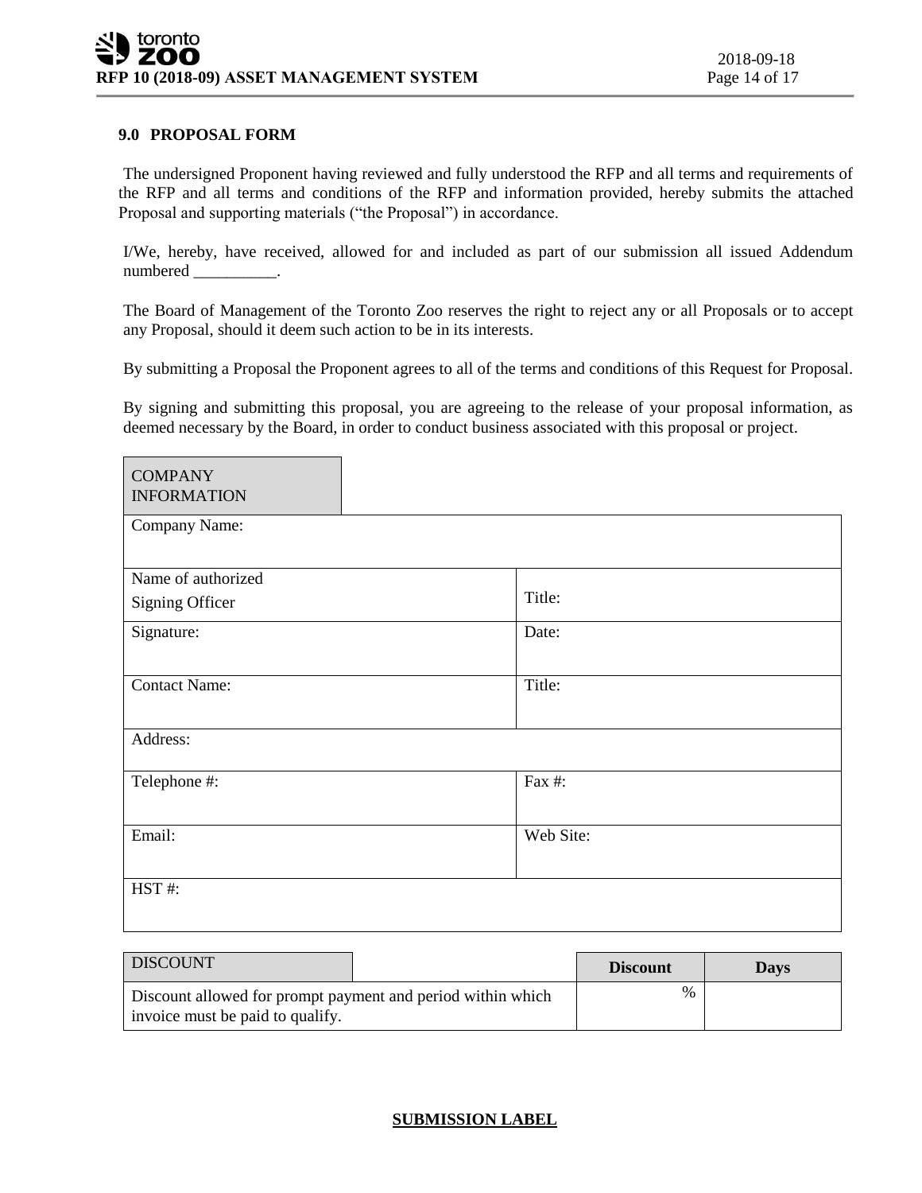## 9.0 PROPOSAL FORM

The undersigned Proponent having reviewed and fully understood the RFP and all terms and requirements of the RFP and all terms and conditions of the RFP and information provided, hereby submits the attached Proposal and supporting materials ("the Proposal") in accordance.

I/We, hereby, have received, allowed for and included as part of our submission all issued Addendum numbered __________.

The Board of Management of the Toronto Zoo reserves the right to reject any or all Proposals or to accept any Proposal, should it deem such action to be in its interests.

By submitting a Proposal the Proponent agrees to all of the terms and conditions of this Request for Proposal.

By signing and submitting this proposal, you are agreeing to the release of your proposal information, as deemed necessary by the Board, in order to conduct business associated with this proposal or project.

| COMPANY INFORMATION | |
|---|---|
| Company Name: | |
| Name of authorized Signing Officer | Title: |
| Signature: | Date: |
| Contact Name: | Title: |
| Address: | |
| Telephone #: | Fax #: |
| Email: | Web Site: |
| HST #: | |

| DISCOUNT | Discount | Days |
|---|---|---|
| Discount allowed for prompt payment and period within which invoice must be paid to qualify. | % | |

**SUBMISSION LABEL**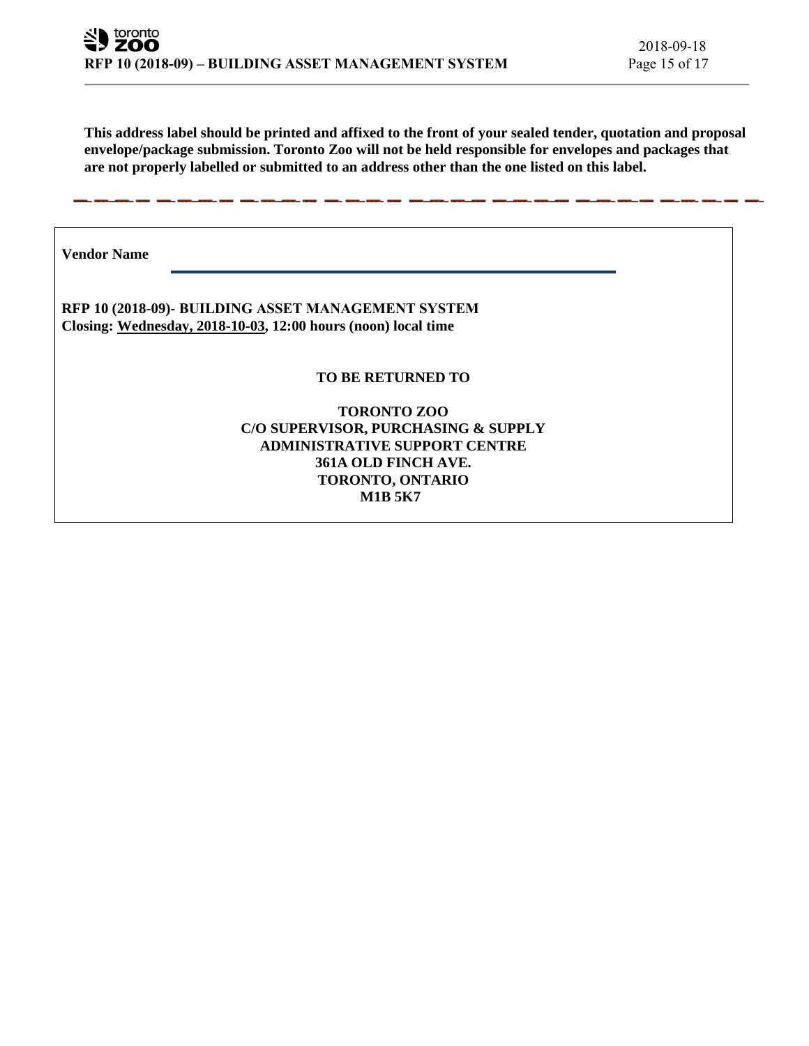**This address label should be printed and affixed to the front of your sealed tender, quotation and proposal envelope/package submission. Toronto Zoo will not be held responsible for envelopes and packages that are not properly labelled or submitted to an address other than the one listed on this label.**

---

**Vendor Name** ______________________________________________

**RFP 10 (2018-09)- BUILDING ASSET MANAGEMENT SYSTEM**
**Closing: Wednesday, 2018-10-03, 12:00 hours (noon) local time**

**TO BE RETURNED TO**

**TORONTO ZOO**
**C/O SUPERVISOR, PURCHASING & SUPPLY**
**ADMINISTRATIVE SUPPORT CENTRE**
**361A OLD FINCH AVE.**
**TORONTO, ONTARIO**
**M1B 5K7**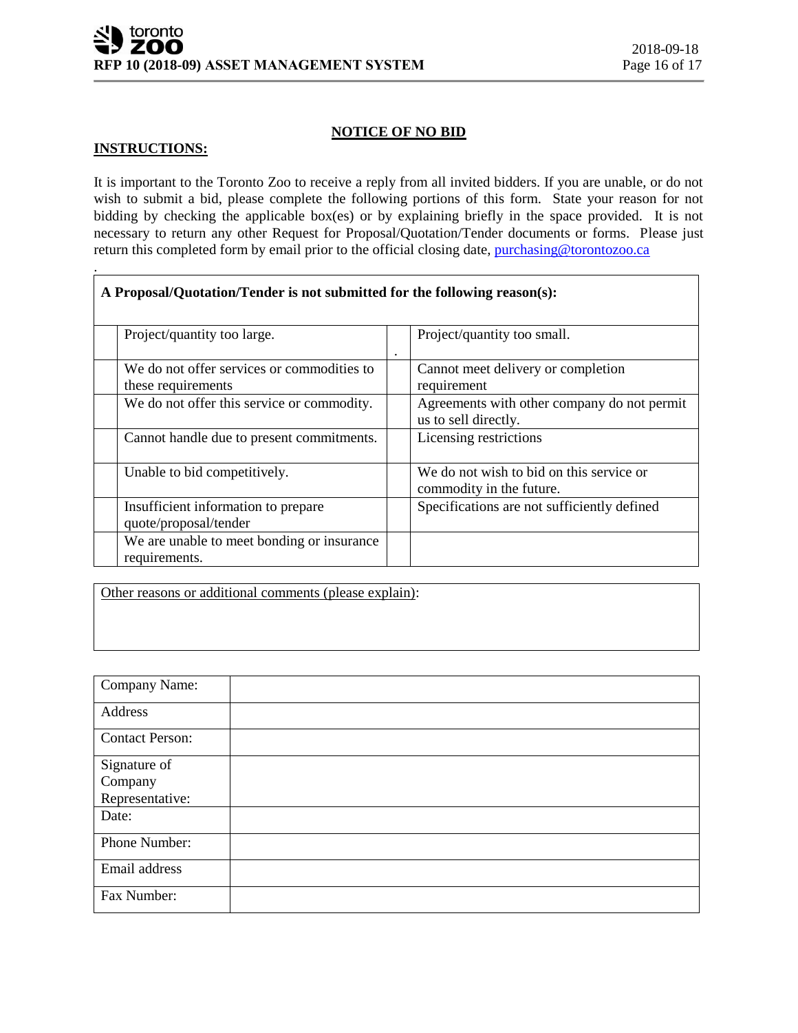## NOTICE OF NO BID

**INSTRUCTIONS:**

It is important to the Toronto Zoo to receive a reply from all invited bidders. If you are unable, or do not wish to submit a bid, please complete the following portions of this form. State your reason for not bidding by checking the applicable box(es) or by explaining briefly in the space provided. It is not necessary to return any other Request for Proposal/Quotation/Tender documents or forms. Please just return this completed form by email prior to the official closing date, purchasing@torontozoo.ca

.

| **A Proposal/Quotation/Tender is not submitted for the following reason(s):** | | | |
|---|---|---|---|
| | Project/quantity too large. | . | Project/quantity too small. |
| | We do not offer services or commodities to these requirements | | Cannot meet delivery or completion requirement |
| | We do not offer this service or commodity. | | Agreements with other company do not permit us to sell directly. |
| | Cannot handle due to present commitments. | | Licensing restrictions |
| | Unable to bid competitively. | | We do not wish to bid on this service or commodity in the future. |
| | Insufficient information to prepare quote/proposal/tender | | Specifications are not sufficiently defined |
| | We are unable to meet bonding or insurance requirements. | | |

| Other reasons or additional comments (please explain): |
|---|
| |

| Company Name: | |
|---|---|
| Address | |
| Contact Person: | |
| Signature of Company Representative: | |
| Date: | |
| Phone Number: | |
| Email address | |
| Fax Number: | |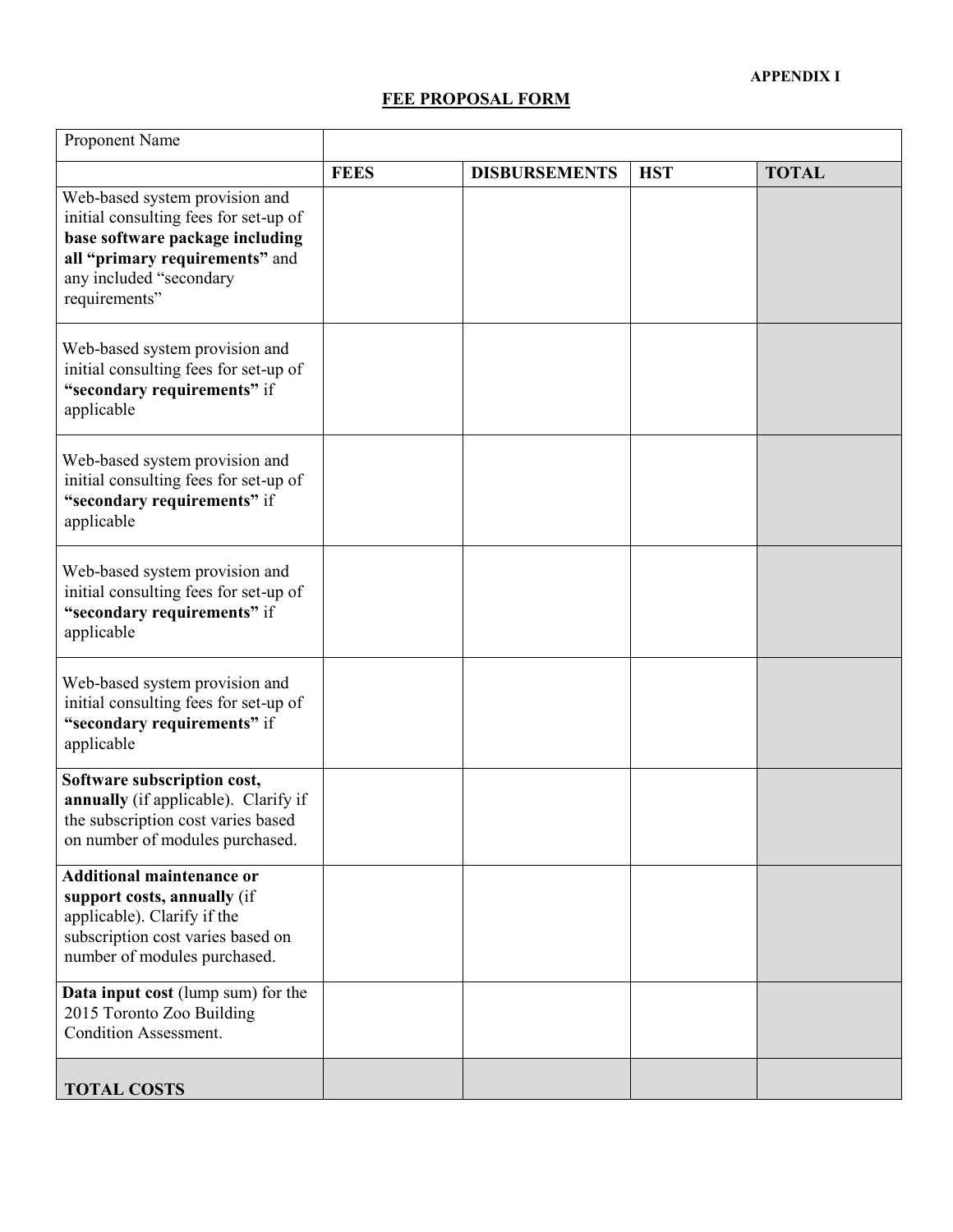**APPENDIX I**

**FEE PROPOSAL FORM**

| Proponent Name | | | | |
|---|---|---|---|---|
| | **FEES** | **DISBURSEMENTS** | **HST** | **TOTAL** |
| Web-based system provision and initial consulting fees for set-up of **base software package including all "primary requirements"** and any included "secondary requirements" | | | | |
| Web-based system provision and initial consulting fees for set-up of **"secondary requirements"** if applicable | | | | |
| Web-based system provision and initial consulting fees for set-up of **"secondary requirements"** if applicable | | | | |
| Web-based system provision and initial consulting fees for set-up of **"secondary requirements"** if applicable | | | | |
| Web-based system provision and initial consulting fees for set-up of **"secondary requirements"** if applicable | | | | |
| **Software subscription cost, annually** (if applicable). Clarify if the subscription cost varies based on number of modules purchased. | | | | |
| **Additional maintenance or support costs, annually** (if applicable). Clarify if the subscription cost varies based on number of modules purchased. | | | | |
| **Data input cost** (lump sum) for the 2015 Toronto Zoo Building Condition Assessment. | | | | |
| **TOTAL COSTS** | | | | |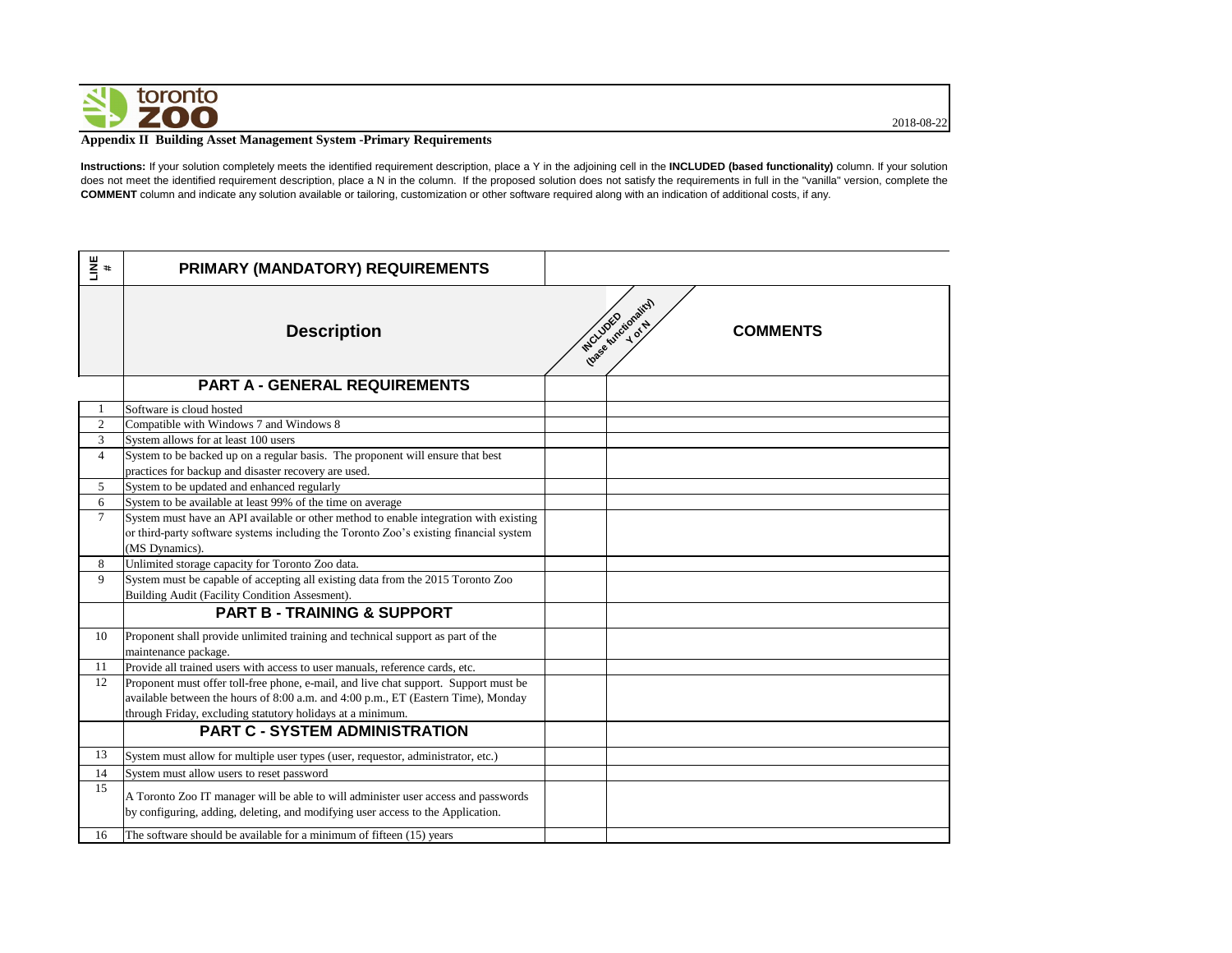toronto zoo

2018-08-22

**Appendix II Building Asset Management System -Primary Requirements**

**Instructions:** If your solution completely meets the identified requirement description, place a Y in the adjoining cell in the **INCLUDED (based functionality)** column. If your solution does not meet the identified requirement description, place a N in the column. If the proposed solution does not satisfy the requirements in full in the "vanilla" version, complete the **COMMENT** column and indicate any solution available or tailoring, customization or other software required along with an indication of additional costs, if any.

| LINE # | PRIMARY (MANDATORY) REQUIREMENTS | | |
|---|---|---|---|
| | **Description** | **INCLUDED (base functionality) Y or N** | **COMMENTS** |
| | **PART A - GENERAL REQUIREMENTS** | | |
| 1 | Software is cloud hosted | | |
| 2 | Compatible with Windows 7 and Windows 8 | | |
| 3 | System allows for at least 100 users | | |
| 4 | System to be backed up on a regular basis. The proponent will ensure that best practices for backup and disaster recovery are used. | | |
| 5 | System to be updated and enhanced regularly | | |
| 6 | System to be available at least 99% of the time on average | | |
| 7 | System must have an API available or other method to enable integration with existing or third-party software systems including the Toronto Zoo's existing financial system (MS Dynamics). | | |
| 8 | Unlimited storage capacity for Toronto Zoo data. | | |
| 9 | System must be capable of accepting all existing data from the 2015 Toronto Zoo Building Audit (Facility Condition Assesment). | | |
| | **PART B - TRAINING & SUPPORT** | | |
| 10 | Proponent shall provide unlimited training and technical support as part of the maintenance package. | | |
| 11 | Provide all trained users with access to user manuals, reference cards, etc. | | |
| 12 | Proponent must offer toll-free phone, e-mail, and live chat support. Support must be available between the hours of 8:00 a.m. and 4:00 p.m., ET (Eastern Time), Monday through Friday, excluding statutory holidays at a minimum. | | |
| | **PART C - SYSTEM ADMINISTRATION** | | |
| 13 | System must allow for multiple user types (user, requestor, administrator, etc.) | | |
| 14 | System must allow users to reset password | | |
| 15 | A Toronto Zoo IT manager will be able to will administer user access and passwords by configuring, adding, deleting, and modifying user access to the Application. | | |
| 16 | The software should be available for a minimum of fifteen (15) years | | |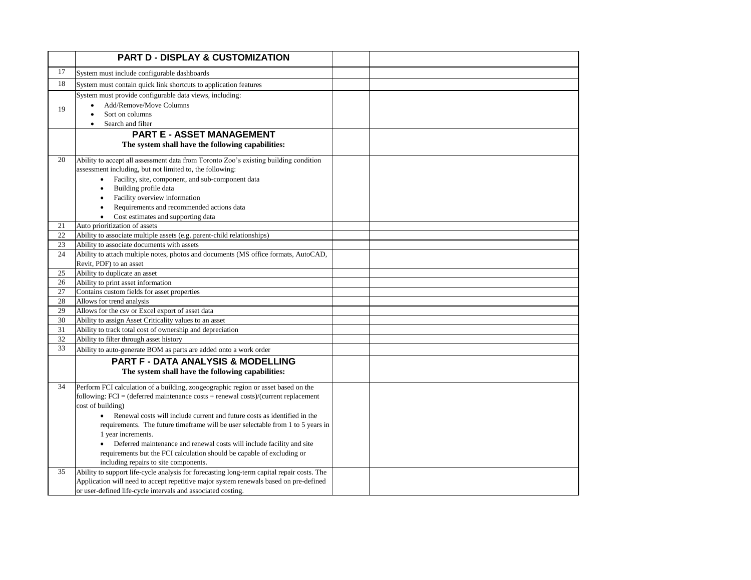| | PART D - DISPLAY & CUSTOMIZATION | | |
|---|---|---|---|
| 17 | System must include configurable dashboards | | |
| 18 | System must contain quick link shortcuts to application features | | |
| 19 | System must provide configurable data views, including:<br>• Add/Remove/Move Columns<br>• Sort on columns<br>• Search and filter | | |
| | **PART E - ASSET MANAGEMENT**<br>**The system shall have the following capabilities:** | | |
| 20 | Ability to accept all assessment data from Toronto Zoo's existing building condition assessment including, but not limited to, the following:<br>• Facility, site, component, and sub-component data<br>• Building profile data<br>• Facility overview information<br>• Requirements and recommended actions data<br>• Cost estimates and supporting data | | |
| 21 | Auto prioritization of assets | | |
| 22 | Ability to associate multiple assets (e.g. parent-child relationships) | | |
| 23 | Ability to associate documents with assets | | |
| 24 | Ability to attach multiple notes, photos and documents (MS office formats, AutoCAD, Revit, PDF) to an asset | | |
| 25 | Ability to duplicate an asset | | |
| 26 | Ability to print asset information | | |
| 27 | Contains custom fields for asset properties | | |
| 28 | Allows for trend analysis | | |
| 29 | Allows for the csv or Excel export of asset data | | |
| 30 | Ability to assign Asset Criticality values to an asset | | |
| 31 | Ability to track total cost of ownership and depreciation | | |
| 32 | Ability to filter through asset history | | |
| 33 | Ability to auto-generate BOM as parts are added onto a work order | | |
| | **PART F - DATA ANALYSIS & MODELLING**<br>**The system shall have the following capabilities:** | | |
| 34 | Perform FCI calculation of a building, zoogeographic region or asset based on the following: FCI = (deferred maintenance costs + renewal costs)/(current replacement cost of building)<br>• Renewal costs will include current and future costs as identified in the requirements. The future timeframe will be user selectable from 1 to 5 years in 1 year increments.<br>• Deferred maintenance and renewal costs will include facility and site requirements but the FCI calculation should be capable of excluding or including repairs to site components. | | |
| 35 | Ability to support life-cycle analysis for forecasting long-term capital repair costs. The Application will need to accept repetitive major system renewals based on pre-defined or user-defined life-cycle intervals and associated costing. | | |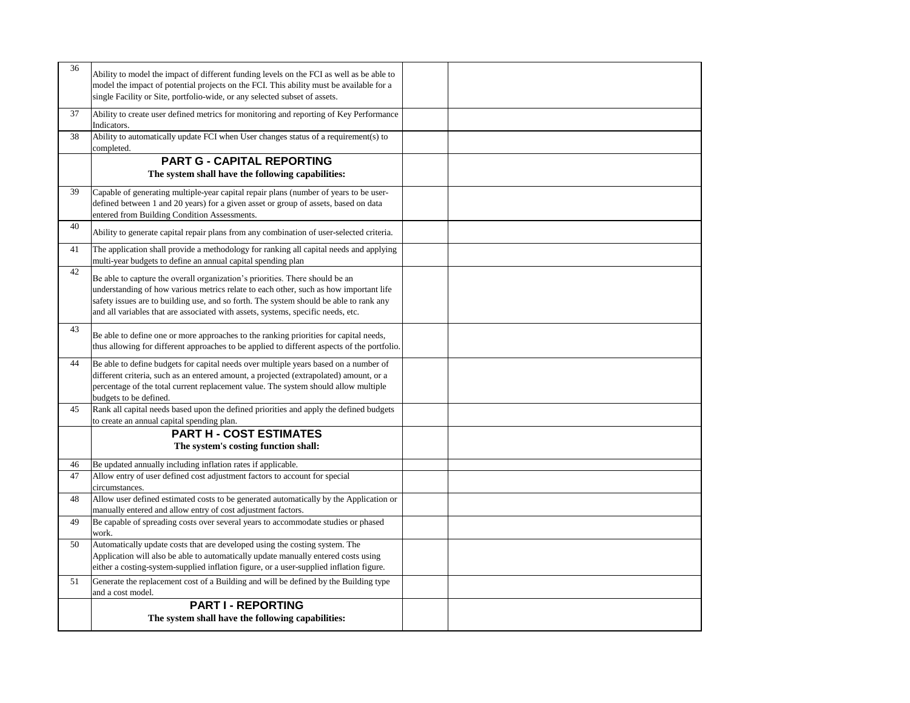| | | | |
|---|---|---|---|
| 36 | Ability to model the impact of different funding levels on the FCI as well as be able to model the impact of potential projects on the FCI. This ability must be available for a single Facility or Site, portfolio-wide, or any selected subset of assets. | | |
| 37 | Ability to create user defined metrics for monitoring and reporting of Key Performance Indicators. | | |
| 38 | Ability to automatically update FCI when User changes status of a requirement(s) to completed. | | |
| | **PART G - CAPITAL REPORTING**<br>**The system shall have the following capabilities:** | | |
| 39 | Capable of generating multiple-year capital repair plans (number of years to be user-defined between 1 and 20 years) for a given asset or group of assets, based on data entered from Building Condition Assessments. | | |
| 40 | Ability to generate capital repair plans from any combination of user-selected criteria. | | |
| 41 | The application shall provide a methodology for ranking all capital needs and applying multi-year budgets to define an annual capital spending plan | | |
| 42 | Be able to capture the overall organization's priorities. There should be an understanding of how various metrics relate to each other, such as how important life safety issues are to building use, and so forth. The system should be able to rank any and all variables that are associated with assets, systems, specific needs, etc. | | |
| 43 | Be able to define one or more approaches to the ranking priorities for capital needs, thus allowing for different approaches to be applied to different aspects of the portfolio. | | |
| 44 | Be able to define budgets for capital needs over multiple years based on a number of different criteria, such as an entered amount, a projected (extrapolated) amount, or a percentage of the total current replacement value. The system should allow multiple budgets to be defined. | | |
| 45 | Rank all capital needs based upon the defined priorities and apply the defined budgets to create an annual capital spending plan. | | |
| | **PART H - COST ESTIMATES**<br>**The system's costing function shall:** | | |
| 46 | Be updated annually including inflation rates if applicable. | | |
| 47 | Allow entry of user defined cost adjustment factors to account for special circumstances. | | |
| 48 | Allow user defined estimated costs to be generated automatically by the Application or manually entered and allow entry of cost adjustment factors. | | |
| 49 | Be capable of spreading costs over several years to accommodate studies or phased work. | | |
| 50 | Automatically update costs that are developed using the costing system. The Application will also be able to automatically update manually entered costs using either a costing-system-supplied inflation figure, or a user-supplied inflation figure. | | |
| 51 | Generate the replacement cost of a Building and will be defined by the Building type and a cost model. | | |
| | **PART I - REPORTING**<br>**The system shall have the following capabilities:** | | |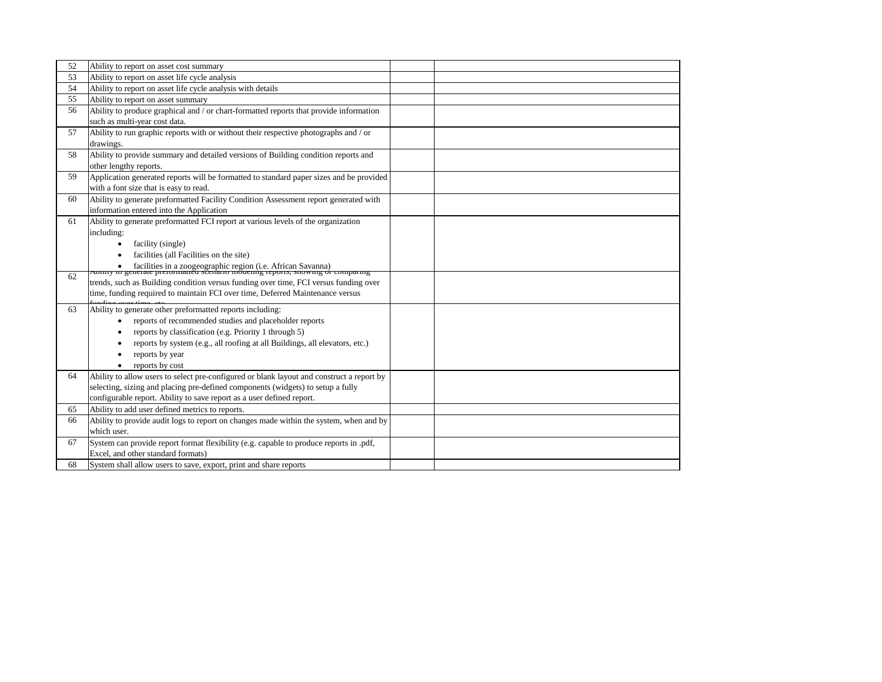| | | | |
|---|---|---|---|
| 52 | Ability to report on asset cost summary | | |
| 53 | Ability to report on asset life cycle analysis | | |
| 54 | Ability to report on asset life cycle analysis with details | | |
| 55 | Ability to report on asset summary | | |
| 56 | Ability to produce graphical and / or chart-formatted reports that provide information such as multi-year cost data. | | |
| 57 | Ability to run graphic reports with or without their respective photographs and / or drawings. | | |
| 58 | Ability to provide summary and detailed versions of Building condition reports and other lengthy reports. | | |
| 59 | Application generated reports will be formatted to standard paper sizes and be provided with a font size that is easy to read. | | |
| 60 | Ability to generate preformatted Facility Condition Assessment report generated with information entered into the Application | | |
| 61 | Ability to generate preformatted FCI report at various levels of the organization including: <br>• facility (single) <br>• facilities (all Facilities on the site) <br>• facilities in a zoogeographic region (i.e. African Savanna) | | |
| 62 | Ability to generate preformatted scenario modeling reports, showing or comparing trends, such as Building condition versus funding over time, FCI versus funding over time, funding required to maintain FCI over time, Deferred Maintenance versus funding over time, etc. | | |
| 63 | Ability to generate other preformatted reports including: <br>• reports of recommended studies and placeholder reports <br>• reports by classification (e.g. Priority 1 through 5) <br>• reports by system (e.g., all roofing at all Buildings, all elevators, etc.) <br>• reports by year <br>• reports by cost | | |
| 64 | Ability to allow users to select pre-configured or blank layout and construct a report by selecting, sizing and placing pre-defined components (widgets) to setup a fully configurable report. Ability to save report as a user defined report. | | |
| 65 | Ability to add user defined metrics to reports. | | |
| 66 | Ability to provide audit logs to report on changes made within the system, when and by which user. | | |
| 67 | System can provide report format flexibility (e.g. capable to produce reports in .pdf, Excel, and other standard formats) | | |
| 68 | System shall allow users to save, export, print and share reports | | |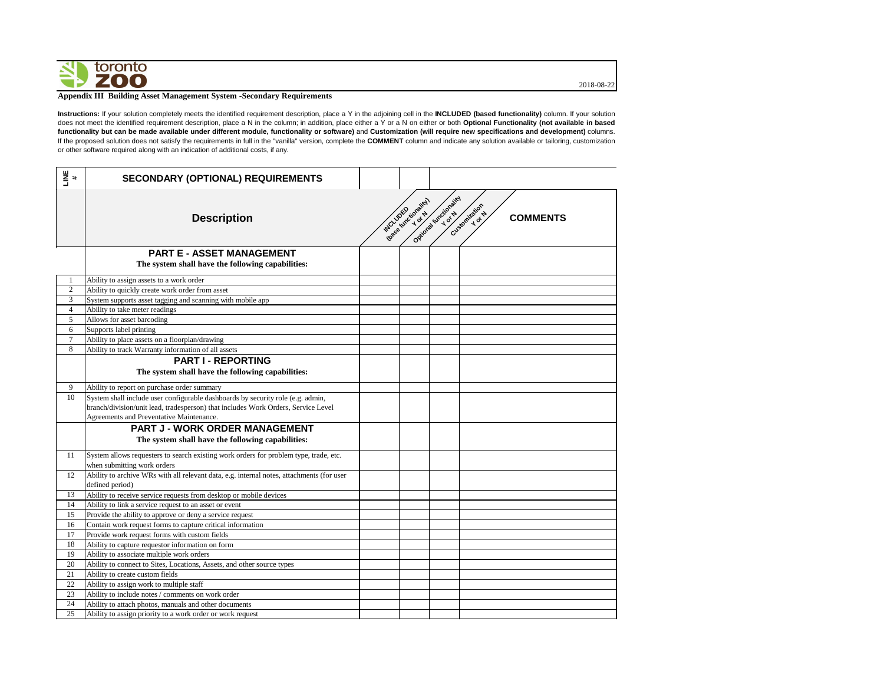toronto zoo

2018-08-22

**Appendix III Building Asset Management System -Secondary Requirements**

**Instructions:** If your solution completely meets the identified requirement description, place a Y in the adjoining cell in the **INCLUDED (based functionality)** column. If your solution does not meet the identified requirement description, place a N in the column; in addition, place either a Y or a N on either or both **Optional Functionality (not available in based functionality but can be made available under different module, functionality or software)** and **Customization (will require new specifications and development)** columns. If the proposed solution does not satisfy the requirements in full in the "vanilla" version, complete the **COMMENT** column and indicate any solution available or tailoring, customization or other software required along with an indication of additional costs, if any.

| LINE # | SECONDARY (OPTIONAL) REQUIREMENTS | | | | |
|---|---|---|---|---|---|
| | **Description** | INCLUDED (base functionality) Y or N | Optional functionality Y or N | Customization Y or N | **COMMENTS** |
| | **PART E - ASSET MANAGEMENT**<br>**The system shall have the following capabilities:** | | | | |
| 1 | Ability to assign assets to a work order | | | | |
| 2 | Ability to quickly create work order from asset | | | | |
| 3 | System supports asset tagging and scanning with mobile app | | | | |
| 4 | Ability to take meter readings | | | | |
| 5 | Allows for asset barcoding | | | | |
| 6 | Supports label printing | | | | |
| 7 | Ability to place assets on a floorplan/drawing | | | | |
| 8 | Ability to track Warranty information of all assets | | | | |
| | **PART I - REPORTING**<br>**The system shall have the following capabilities:** | | | | |
| 9 | Ability to report on purchase order summary | | | | |
| 10 | System shall include user configurable dashboards by security role (e.g. admin, branch/division/unit lead, tradesperson) that includes Work Orders, Service Level Agreements and Preventative Maintenance. | | | | |
| | **PART J - WORK ORDER MANAGEMENT**<br>**The system shall have the following capabilities:** | | | | |
| 11 | System allows requesters to search existing work orders for problem type, trade, etc. when submitting work orders | | | | |
| 12 | Ability to archive WRs with all relevant data, e.g. internal notes, attachments (for user defined period) | | | | |
| 13 | Ability to receive service requests from desktop or mobile devices | | | | |
| 14 | Ability to link a service request to an asset or event | | | | |
| 15 | Provide the ability to approve or deny a service request | | | | |
| 16 | Contain work request forms to capture critical information | | | | |
| 17 | Provide work request forms with custom fields | | | | |
| 18 | Ability to capture requestor information on form | | | | |
| 19 | Ability to associate multiple work orders | | | | |
| 20 | Ability to connect to Sites, Locations, Assets, and other source types | | | | |
| 21 | Ability to create custom fields | | | | |
| 22 | Ability to assign work to multiple staff | | | | |
| 23 | Ability to include notes / comments on work order | | | | |
| 24 | Ability to attach photos, manuals and other documents | | | | |
| 25 | Ability to assign priority to a work order or work request | | | | |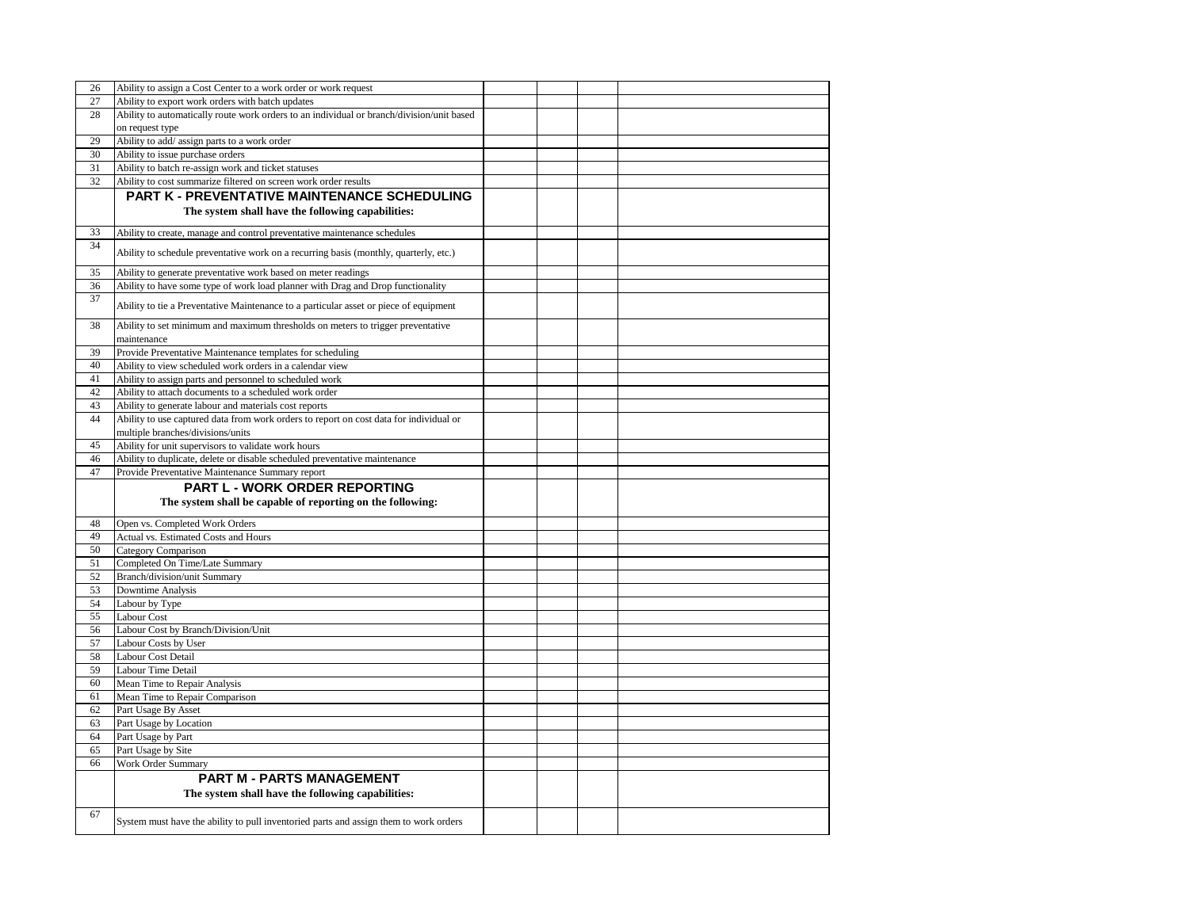| | | | | | |
|---|---|---|---|---|---|
| 26 | Ability to assign a Cost Center to a work order or work request | | | | |
| 27 | Ability to export work orders with batch updates | | | | |
| 28 | Ability to automatically route work orders to an individual or branch/division/unit based on request type | | | | |
| 29 | Ability to add/ assign parts to a work order | | | | |
| 30 | Ability to issue purchase orders | | | | |
| 31 | Ability to batch re-assign work and ticket statuses | | | | |
| 32 | Ability to cost summarize filtered on screen work order results | | | | |
| | **PART K - PREVENTATIVE MAINTENANCE SCHEDULING** **The system shall have the following capabilities:** | | | | |
| 33 | Ability to create, manage and control preventative maintenance schedules | | | | |
| 34 | Ability to schedule preventative work on a recurring basis (monthly, quarterly, etc.) | | | | |
| 35 | Ability to generate preventative work based on meter readings | | | | |
| 36 | Ability to have some type of work load planner with Drag and Drop functionality | | | | |
| 37 | Ability to tie a Preventative Maintenance to a particular asset or piece of equipment | | | | |
| 38 | Ability to set minimum and maximum thresholds on meters to trigger preventative maintenance | | | | |
| 39 | Provide Preventative Maintenance templates for scheduling | | | | |
| 40 | Ability to view scheduled work orders in a calendar view | | | | |
| 41 | Ability to assign parts and personnel to scheduled work | | | | |
| 42 | Ability to attach documents to a scheduled work order | | | | |
| 43 | Ability to generate labour and materials cost reports | | | | |
| 44 | Ability to use captured data from work orders to report on cost data for individual or multiple branches/divisions/units | | | | |
| 45 | Ability for unit supervisors to validate work hours | | | | |
| 46 | Ability to duplicate, delete or disable scheduled preventative maintenance | | | | |
| 47 | Provide Preventative Maintenance Summary report | | | | |
| | **PART L - WORK ORDER REPORTING** **The system shall be capable of reporting on the following:** | | | | |
| 48 | Open vs. Completed Work Orders | | | | |
| 49 | Actual vs. Estimated Costs and Hours | | | | |
| 50 | Category Comparison | | | | |
| 51 | Completed On Time/Late Summary | | | | |
| 52 | Branch/division/unit Summary | | | | |
| 53 | Downtime Analysis | | | | |
| 54 | Labour by Type | | | | |
| 55 | Labour Cost | | | | |
| 56 | Labour Cost by Branch/Division/Unit | | | | |
| 57 | Labour Costs by User | | | | |
| 58 | Labour Cost Detail | | | | |
| 59 | Labour Time Detail | | | | |
| 60 | Mean Time to Repair Analysis | | | | |
| 61 | Mean Time to Repair Comparison | | | | |
| 62 | Part Usage By Asset | | | | |
| 63 | Part Usage by Location | | | | |
| 64 | Part Usage by Part | | | | |
| 65 | Part Usage by Site | | | | |
| 66 | Work Order Summary | | | | |
| | **PART M - PARTS MANAGEMENT** **The system shall have the following capabilities:** | | | | |
| 67 | System must have the ability to pull inventoried parts and assign them to work orders | | | | |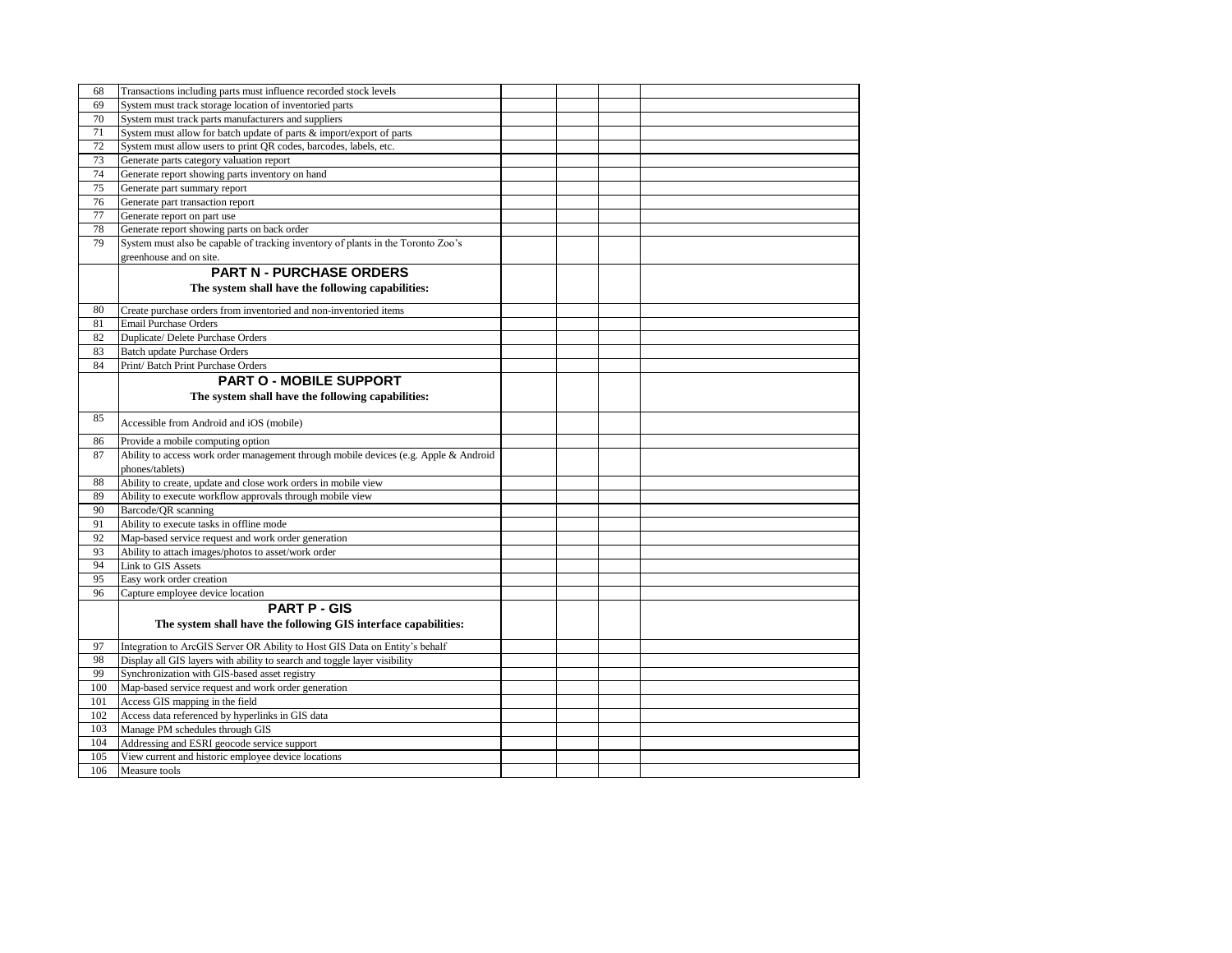| | | | | | |
|---|---|---|---|---|---|
| 68 | Transactions including parts must influence recorded stock levels | | | | |
| 69 | System must track storage location of inventoried parts | | | | |
| 70 | System must track parts manufacturers and suppliers | | | | |
| 71 | System must allow for batch update of parts & import/export of parts | | | | |
| 72 | System must allow users to print QR codes, barcodes, labels, etc. | | | | |
| 73 | Generate parts category valuation report | | | | |
| 74 | Generate report showing parts inventory on hand | | | | |
| 75 | Generate part summary report | | | | |
| 76 | Generate part transaction report | | | | |
| 77 | Generate report on part use | | | | |
| 78 | Generate report showing parts on back order | | | | |
| 79 | System must also be capable of tracking inventory of plants in the Toronto Zoo's greenhouse and on site. | | | | |
| | **PART N - PURCHASE ORDERS** **The system shall have the following capabilities:** | | | | |
| 80 | Create purchase orders from inventoried and non-inventoried items | | | | |
| 81 | Email Purchase Orders | | | | |
| 82 | Duplicate/ Delete Purchase Orders | | | | |
| 83 | Batch update Purchase Orders | | | | |
| 84 | Print/ Batch Print Purchase Orders | | | | |
| | **PART O - MOBILE SUPPORT** **The system shall have the following capabilities:** | | | | |
| 85 | Accessible from Android and iOS (mobile) | | | | |
| 86 | Provide a mobile computing option | | | | |
| 87 | Ability to access work order management through mobile devices (e.g. Apple & Android phones/tablets) | | | | |
| 88 | Ability to create, update and close work orders in mobile view | | | | |
| 89 | Ability to execute workflow approvals through mobile view | | | | |
| 90 | Barcode/QR scanning | | | | |
| 91 | Ability to execute tasks in offline mode | | | | |
| 92 | Map-based service request and work order generation | | | | |
| 93 | Ability to attach images/photos to asset/work order | | | | |
| 94 | Link to GIS Assets | | | | |
| 95 | Easy work order creation | | | | |
| 96 | Capture employee device location | | | | |
| | **PART P - GIS** **The system shall have the following GIS interface capabilities:** | | | | |
| 97 | Integration to ArcGIS Server OR Ability to Host GIS Data on Entity's behalf | | | | |
| 98 | Display all GIS layers with ability to search and toggle layer visibility | | | | |
| 99 | Synchronization with GIS-based asset registry | | | | |
| 100 | Map-based service request and work order generation | | | | |
| 101 | Access GIS mapping in the field | | | | |
| 102 | Access data referenced by hyperlinks in GIS data | | | | |
| 103 | Manage PM schedules through GIS | | | | |
| 104 | Addressing and ESRI geocode service support | | | | |
| 105 | View current and historic employee device locations | | | | |
| 106 | Measure tools | | | | |